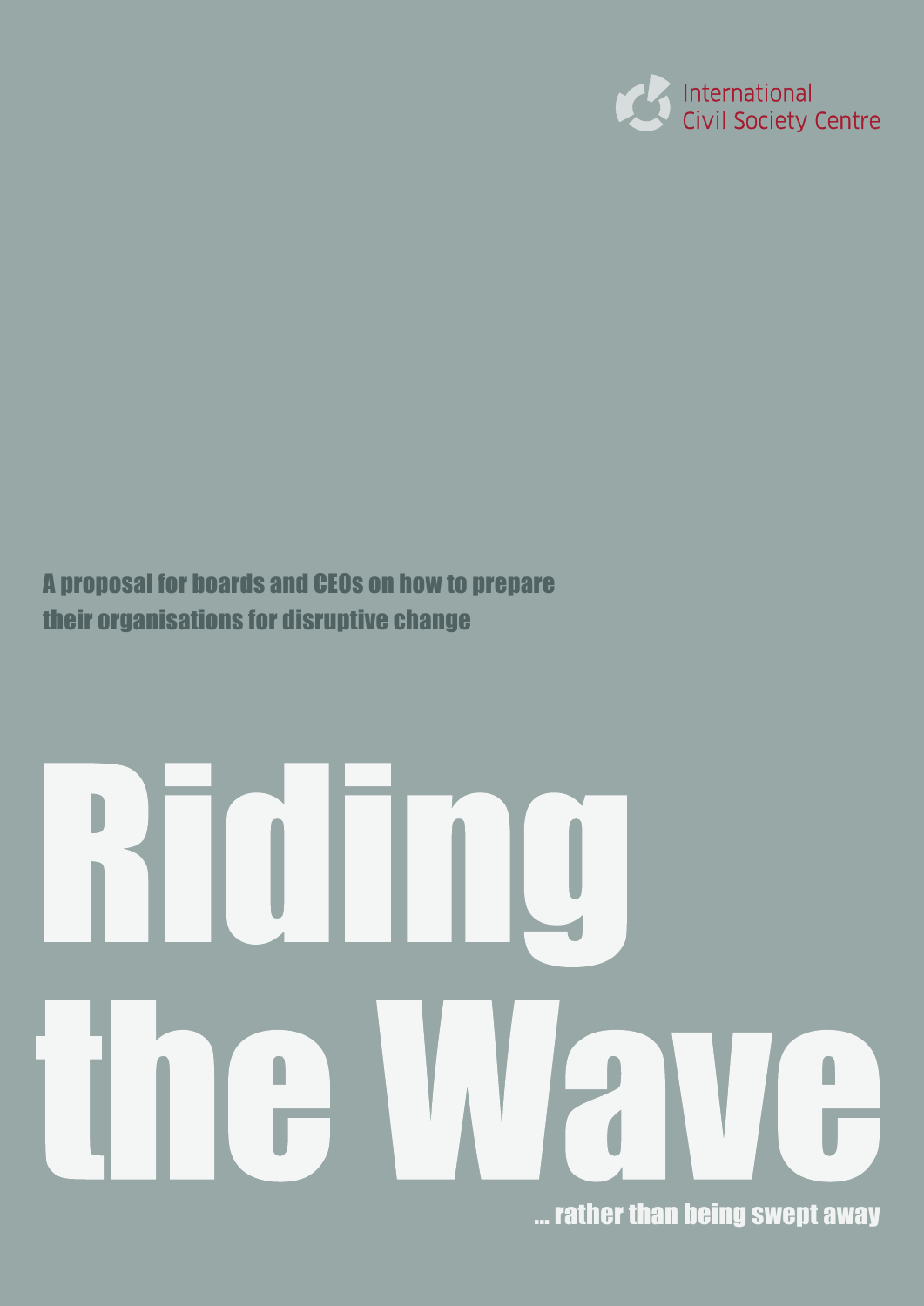International Civil Society Centre

A proposal for boards and CEOs on how to prepare their organisations for disruptive change

# Riding the Wave

... rather than being swept away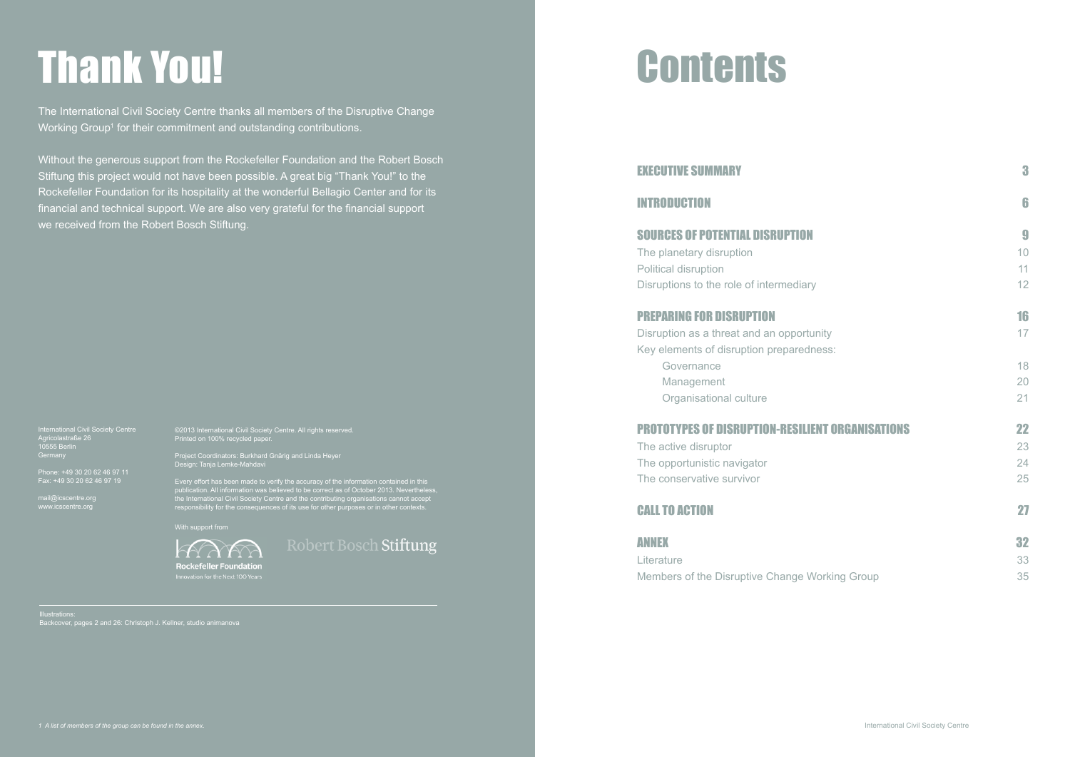# Thank You!

The International Civil Society Centre thanks all members of the Disruptive Change Working Group[1] for their commitment and outstanding contributions.

Without the generous support from the Rockefeller Foundation and the Robert Bosch Stiftung this project would not have been possible. A great big "Thank You!" to the Rockefeller Foundation for its hospitality at the wonderful Bellagio Center and for its financial and technical support. We are also very grateful for the financial support we received from the Robert Bosch Stiftung.

International Civil Society Centre
Agricolastraße 26
10555 Berlin
Germany

Phone: +49 30 20 62 46 97 11
Fax: +49 30 20 62 46 97 19

mail@icscentre.org
www.icscentre.org

©2013 International Civil Society Centre. All rights reserved.
Printed on 100% recycled paper.

Project Coordinators: Burkhard Gnärig and Linda Heyer
Design: Tanja Lemke-Mahdavi

Every effort has been made to verify the accuracy of the information contained in this publication. All information was believed to be correct as of October 2013. Nevertheless, the International Civil Society Centre and the contributing organisations cannot accept responsibility for the consequences of its use for other purposes or in other contexts.

With support from

Rockefeller Foundation
Innovation for the Next 100 Years

Robert Bosch Stiftung

Illustrations:
Backcover, pages 2 and 26: Christoph J. Kellner, studio animanova

1 A list of members of the group can be found in the annex.

# Contents

| | |
|---|---|
| **EXECUTIVE SUMMARY** | **3** |
| **INTRODUCTION** | **6** |
| **SOURCES OF POTENTIAL DISRUPTION** | **9** |
| The planetary disruption | 10 |
| Political disruption | 11 |
| Disruptions to the role of intermediary | 12 |
| **PREPARING FOR DISRUPTION** | **16** |
| Disruption as a threat and an opportunity | 17 |
| Key elements of disruption preparedness: | |
| Governance | 18 |
| Management | 20 |
| Organisational culture | 21 |
| **PROTOTYPES OF DISRUPTION-RESILIENT ORGANISATIONS** | **22** |
| The active disruptor | 23 |
| The opportunistic navigator | 24 |
| The conservative survivor | 25 |
| **CALL TO ACTION** | **27** |
| **ANNEX** | **32** |
| Literature | 33 |
| Members of the Disruptive Change Working Group | 35 |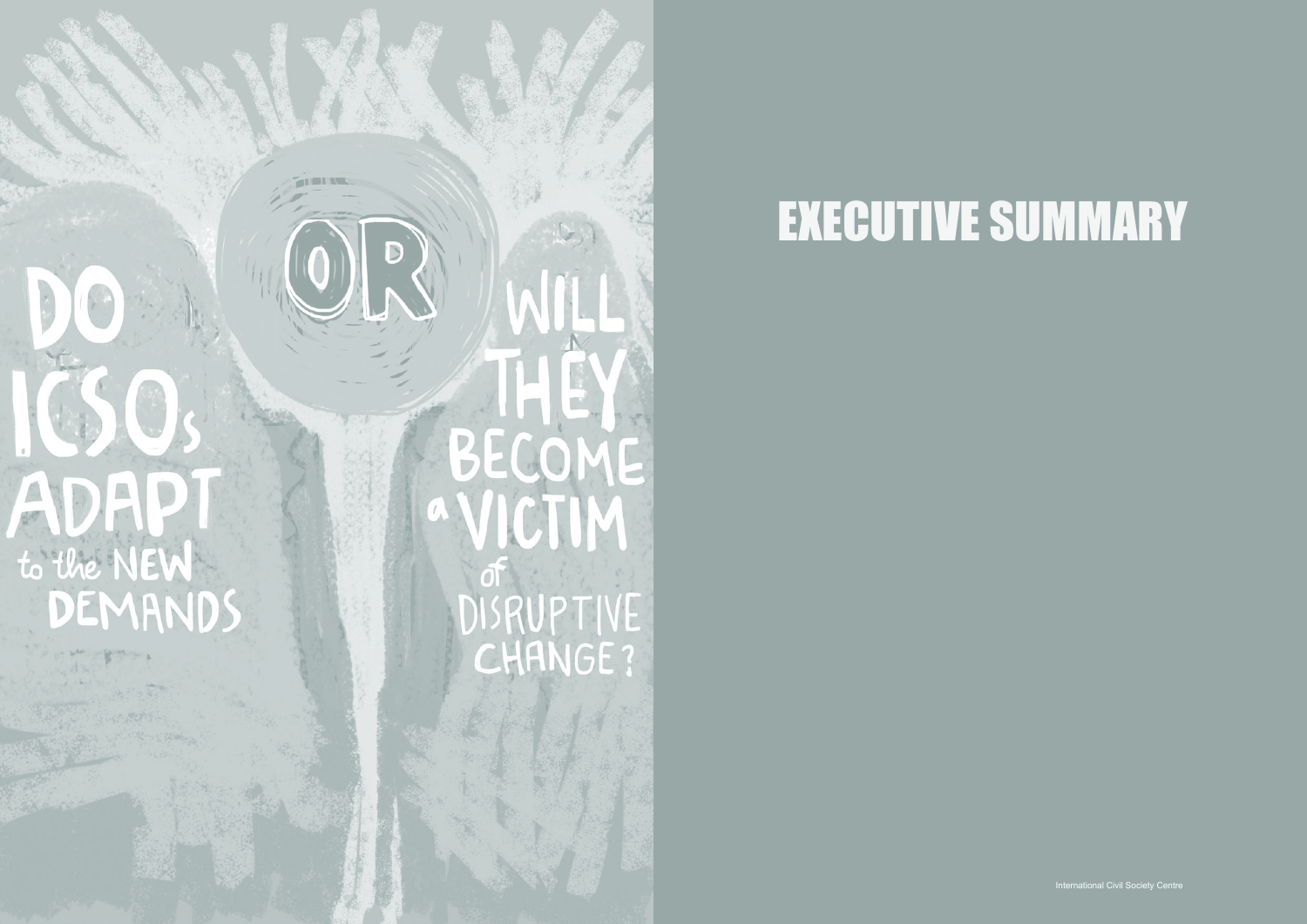DO ICSOs ADAPT to the NEW DEMANDS OR WILL THEY BECOME a VICTIM of DISRUPTIVE CHANGE?

# EXECUTIVE SUMMARY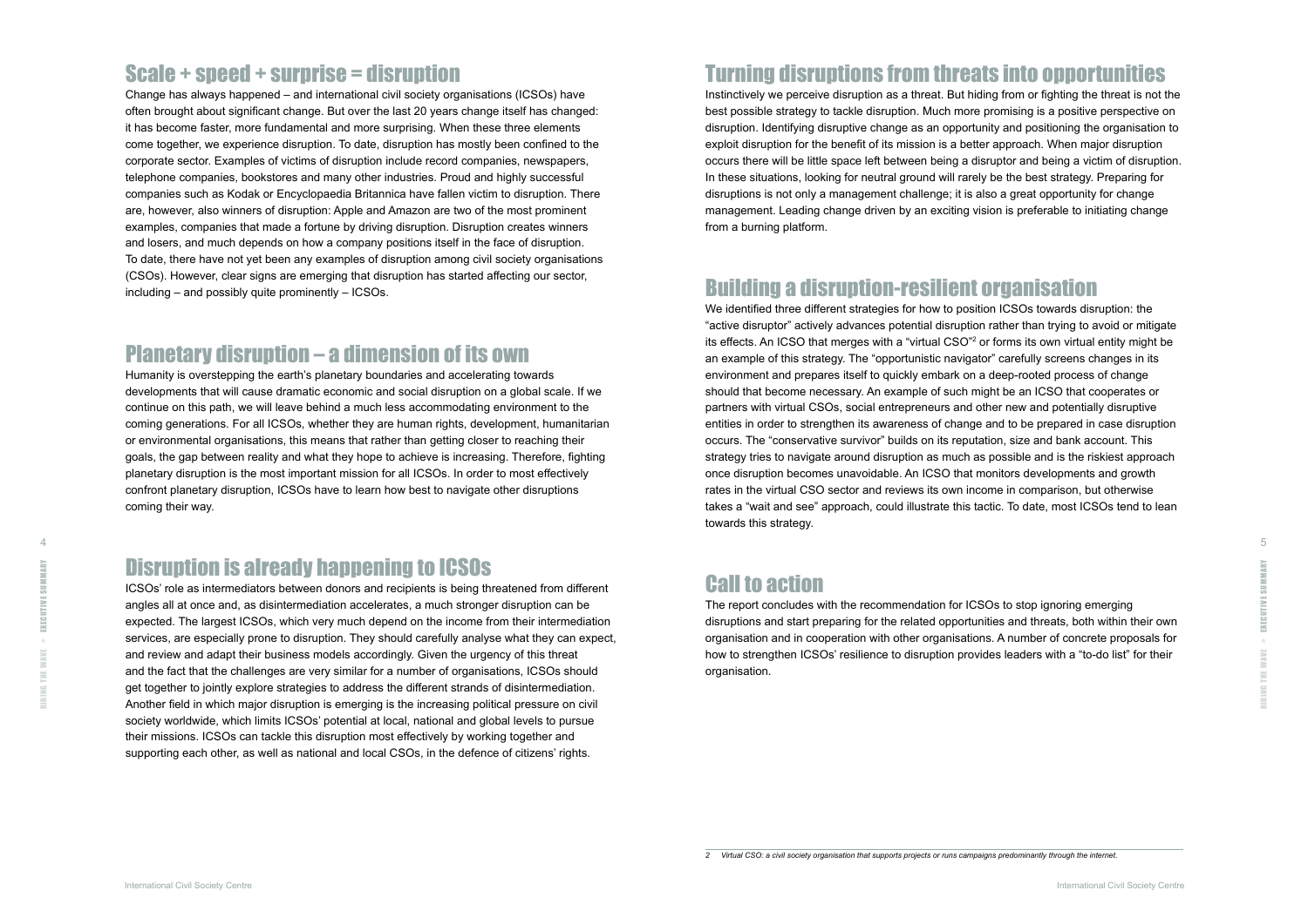## Scale + speed + surprise = disruption

Change has always happened – and international civil society organisations (ICSOs) have often brought about significant change. But over the last 20 years change itself has changed: it has become faster, more fundamental and more surprising. When these three elements come together, we experience disruption. To date, disruption has mostly been confined to the corporate sector. Examples of victims of disruption include record companies, newspapers, telephone companies, bookstores and many other industries. Proud and highly successful companies such as Kodak or Encyclopaedia Britannica have fallen victim to disruption. There are, however, also winners of disruption: Apple and Amazon are two of the most prominent examples, companies that made a fortune by driving disruption. Disruption creates winners and losers, and much depends on how a company positions itself in the face of disruption. To date, there have not yet been any examples of disruption among civil society organisations (CSOs). However, clear signs are emerging that disruption has started affecting our sector, including – and possibly quite prominently – ICSOs.

## Planetary disruption – a dimension of its own

Humanity is overstepping the earth's planetary boundaries and accelerating towards developments that will cause dramatic economic and social disruption on a global scale. If we continue on this path, we will leave behind a much less accommodating environment to the coming generations. For all ICSOs, whether they are human rights, development, humanitarian or environmental organisations, this means that rather than getting closer to reaching their goals, the gap between reality and what they hope to achieve is increasing. Therefore, fighting planetary disruption is the most important mission for all ICSOs. In order to most effectively confront planetary disruption, ICSOs have to learn how best to navigate other disruptions coming their way.

## Disruption is already happening to ICSOs

ICSOs' role as intermediaters between donors and recipients is being threatened from different angles all at once and, as disintermediation accelerates, a much stronger disruption can be expected. The largest ICSOs, which very much depend on the income from their intermediation services, are especially prone to disruption. They should carefully analyse what they can expect, and review and adapt their business models accordingly. Given the urgency of this threat and the fact that the challenges are very similar for a number of organisations, ICSOs should get together to jointly explore strategies to address the different strands of disintermediation. Another field in which major disruption is emerging is the increasing political pressure on civil society worldwide, which limits ICSOs' potential at local, national and global levels to pursue their missions. ICSOs can tackle this disruption most effectively by working together and supporting each other, as well as national and local CSOs, in the defence of citizens' rights.

## Turning disruptions from threats into opportunities

Instinctively we perceive disruption as a threat. But hiding from or fighting the threat is not the best possible strategy to tackle disruption. Much more promising is a positive perspective on disruption. Identifying disruptive change as an opportunity and positioning the organisation to exploit disruption for the benefit of its mission is a better approach. When major disruption occurs there will be little space left between being a disruptor and being a victim of disruption. In these situations, looking for neutral ground will rarely be the best strategy. Preparing for disruptions is not only a management challenge; it is also a great opportunity for change management. Leading change driven by an exciting vision is preferable to initiating change from a burning platform.

## Building a disruption-resilient organisation

We identified three different strategies for how to position ICSOs towards disruption: the "active disruptor" actively advances potential disruption rather than trying to avoid or mitigate its effects. An ICSO that merges with a "virtual CSO"[2] or forms its own virtual entity might be an example of this strategy. The "opportunistic navigator" carefully screens changes in its environment and prepares itself to quickly embark on a deep-rooted process of change should that become necessary. An example of such might be an ICSO that cooperates or partners with virtual CSOs, social entrepreneurs and other new and potentially disruptive entities in order to strengthen its awareness of change and to be prepared in case disruption occurs. The "conservative survivor" builds on its reputation, size and bank account. This strategy tries to navigate around disruption as much as possible and is the riskiest approach once disruption becomes unavoidable. An ICSO that monitors developments and growth rates in the virtual CSO sector and reviews its own income in comparison, but otherwise takes a "wait and see" approach, could illustrate this tactic. To date, most ICSOs tend to lean towards this strategy.

## Call to action

The report concludes with the recommendation for ICSOs to stop ignoring emerging disruptions and start preparing for the related opportunities and threats, both within their own organisation and in cooperation with other organisations. A number of concrete proposals for how to strengthen ICSOs' resilience to disruption provides leaders with a "to-do list" for their organisation.

*2 Virtual CSO: a civil society organisation that supports projects or runs campaigns predominantly through the internet.*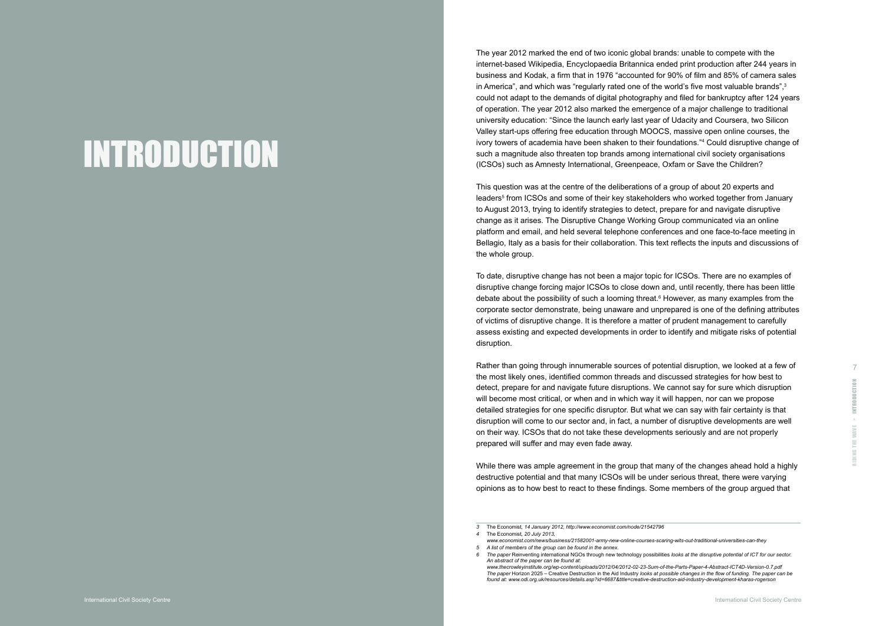# INTRODUCTION

The year 2012 marked the end of two iconic global brands: unable to compete with the internet-based Wikipedia, Encyclopaedia Britannica ended print production after 244 years in business and Kodak, a firm that in 1976 "accounted for 90% of film and 85% of camera sales in America", and which was "regularly rated one of the world's five most valuable brands",[3] could not adapt to the demands of digital photography and filed for bankruptcy after 124 years of operation. The year 2012 also marked the emergence of a major challenge to traditional university education: "Since the launch early last year of Udacity and Coursera, two Silicon Valley start-ups offering free education through MOOCS, massive open online courses, the ivory towers of academia have been shaken to their foundations."[4] Could disruptive change of such a magnitude also threaten top brands among international civil society organisations (ICSOs) such as Amnesty International, Greenpeace, Oxfam or Save the Children?

This question was at the centre of the deliberations of a group of about 20 experts and leaders[5] from ICSOs and some of their key stakeholders who worked together from January to August 2013, trying to identify strategies to detect, prepare for and navigate disruptive change as it arises. The Disruptive Change Working Group communicated via an online platform and email, and held several telephone conferences and one face-to-face meeting in Bellagio, Italy as a basis for their collaboration. This text reflects the inputs and discussions of the whole group.

To date, disruptive change has not been a major topic for ICSOs. There are no examples of disruptive change forcing major ICSOs to close down and, until recently, there has been little debate about the possibility of such a looming threat.[6] However, as many examples from the corporate sector demonstrate, being unaware and unprepared is one of the defining attributes of victims of disruptive change. It is therefore a matter of prudent management to carefully assess existing and expected developments in order to identify and mitigate risks of potential disruption.

Rather than going through innumerable sources of potential disruption, we looked at a few of the most likely ones, identified common threads and discussed strategies for how best to detect, prepare for and navigate future disruptions. We cannot say for sure which disruption will become most critical, or when and in which way it will happen, nor can we propose detailed strategies for one specific disruptor. But what we can say with fair certainty is that disruption will come to our sector and, in fact, a number of disruptive developments are well on their way. ICSOs that do not take these developments seriously and are not properly prepared will suffer and may even fade away.

While there was ample agreement in the group that many of the changes ahead hold a highly destructive potential and that many ICSOs will be under serious threat, there were varying opinions as to how best to react to these findings. Some members of the group argued that

---

3 The Economist, *14 January 2012, http://www.economist.com/node/21542796*

4 The Economist, *20 July 2013, www.economist.com/news/business/21582001-army-new-online-courses-scaring-wits-out-traditional-universities-can-they*

5 *A list of members of the group can be found in the annex.*

6 *The paper* Reinventing international NGOs through new technology possibilities *looks at the disruptive potential of ICT for our sector. An abstract of the paper can be found at: www.thecrowleyinstitute.org/wp-content/uploads/2012/04/2012-02-23-Sum-of-the-Parts-Paper-4-Abstract-ICT4D-Version-0.7.pdf*
*The paper* Horizon 2025 – Creative Destruction in the Aid Industry *looks at possible changes in the flow of funding. The paper can be found at: www.odi.org.uk/resources/details.asp?id=6687&title=creative-destruction-aid-industry-development-kharas-rogerson*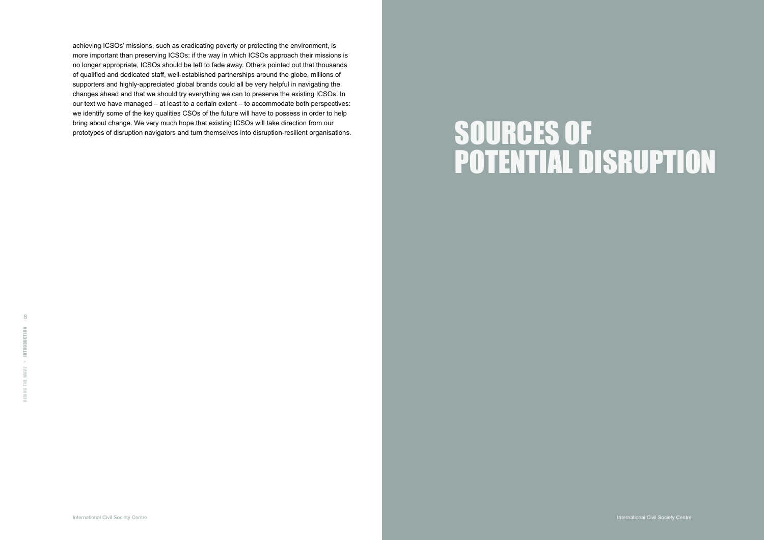achieving ICSOs' missions, such as eradicating poverty or protecting the environment, is more important than preserving ICSOs: if the way in which ICSOs approach their missions is no longer appropriate, ICSOs should be left to fade away. Others pointed out that thousands of qualified and dedicated staff, well-established partnerships around the globe, millions of supporters and highly-appreciated global brands could all be very helpful in navigating the changes ahead and that we should try everything we can to preserve the existing ICSOs. In our text we have managed – at least to a certain extent – to accommodate both perspectives: we identify some of the key qualities CSOs of the future will have to possess in order to help bring about change. We very much hope that existing ICSOs will take direction from our prototypes of disruption navigators and turn themselves into disruption-resilient organisations.

# SOURCES OF POTENTIAL DISRUPTION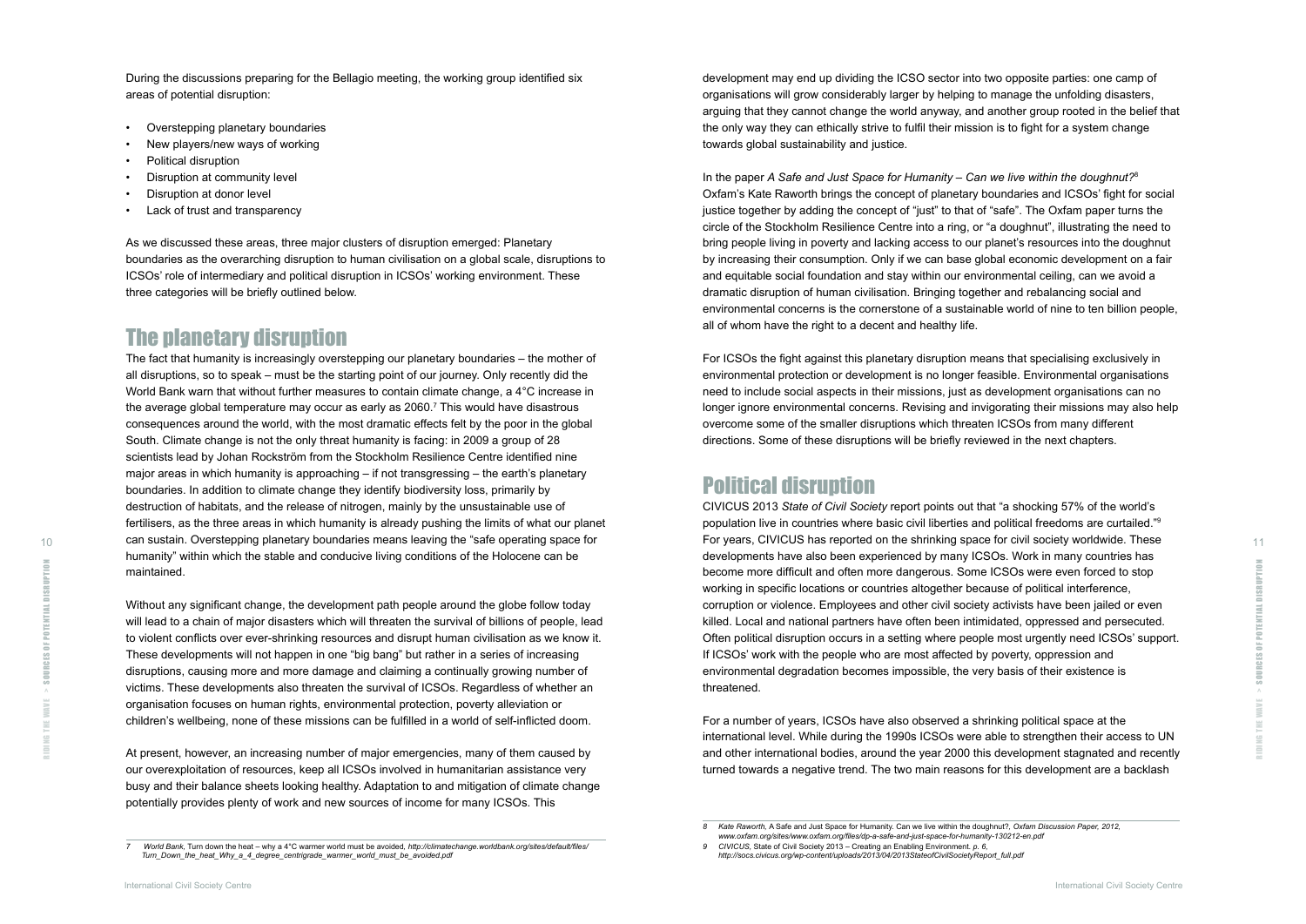During the discussions preparing for the Bellagio meeting, the working group identified six areas of potential disruption:

- Overstepping planetary boundaries
- New players/new ways of working
- Political disruption
- Disruption at community level
- Disruption at donor level
- Lack of trust and transparency

As we discussed these areas, three major clusters of disruption emerged: Planetary boundaries as the overarching disruption to human civilisation on a global scale, disruptions to ICSOs' role of intermediary and political disruption in ICSOs' working environment. These three categories will be briefly outlined below.

## The planetary disruption

The fact that humanity is increasingly overstepping our planetary boundaries – the mother of all disruptions, so to speak – must be the starting point of our journey. Only recently did the World Bank warn that without further measures to contain climate change, a 4°C increase in the average global temperature may occur as early as 2060.[7] This would have disastrous consequences around the world, with the most dramatic effects felt by the poor in the global South. Climate change is not the only threat humanity is facing: in 2009 a group of 28 scientists lead by Johan Rockström from the Stockholm Resilience Centre identified nine major areas in which humanity is approaching – if not transgressing – the earth's planetary boundaries. In addition to climate change they identify biodiversity loss, primarily by destruction of habitats, and the release of nitrogen, mainly by the unsustainable use of fertilisers, as the three areas in which humanity is already pushing the limits of what our planet can sustain. Overstepping planetary boundaries means leaving the "safe operating space for humanity" within which the stable and conducive living conditions of the Holocene can be maintained.

Without any significant change, the development path people around the globe follow today will lead to a chain of major disasters which will threaten the survival of billions of people, lead to violent conflicts over ever-shrinking resources and disrupt human civilisation as we know it. These developments will not happen in one "big bang" but rather in a series of increasing disruptions, causing more and more damage and claiming a continually growing number of victims. These developments also threaten the survival of ICSOs. Regardless of whether an organisation focuses on human rights, environmental protection, poverty alleviation or children's wellbeing, none of these missions can be fulfilled in a world of self-inflicted doom.

At present, however, an increasing number of major emergencies, many of them caused by our overexploitation of resources, keep all ICSOs involved in humanitarian assistance very busy and their balance sheets looking healthy. Adaptation to and mitigation of climate change potentially provides plenty of work and new sources of income for many ICSOs. This development may end up dividing the ICSO sector into two opposite parties: one camp of organisations will grow considerably larger by helping to manage the unfolding disasters, arguing that they cannot change the world anyway, and another group rooted in the belief that the only way they can ethically strive to fulfil their mission is to fight for a system change towards global sustainability and justice.

In the paper *A Safe and Just Space for Humanity – Can we live within the doughnut?*[8] Oxfam's Kate Raworth brings the concept of planetary boundaries and ICSOs' fight for social justice together by adding the concept of "just" to that of "safe". The Oxfam paper turns the circle of the Stockholm Resilience Centre into a ring, or "a doughnut", illustrating the need to bring people living in poverty and lacking access to our planet's resources into the doughnut by increasing their consumption. Only if we can base global economic development on a fair and equitable social foundation and stay within our environmental ceiling, can we avoid a dramatic disruption of human civilisation. Bringing together and rebalancing social and environmental concerns is the cornerstone of a sustainable world of nine to ten billion people, all of whom have the right to a decent and healthy life.

For ICSOs the fight against this planetary disruption means that specialising exclusively in environmental protection or development is no longer feasible. Environmental organisations need to include social aspects in their missions, just as development organisations can no longer ignore environmental concerns. Revising and invigorating their missions may also help overcome some of the smaller disruptions which threaten ICSOs from many different directions. Some of these disruptions will be briefly reviewed in the next chapters.

## Political disruption

CIVICUS 2013 *State of Civil Society* report points out that "a shocking 57% of the world's population live in countries where basic civil liberties and political freedoms are curtailed."[9] For years, CIVICUS has reported on the shrinking space for civil society worldwide. These developments have also been experienced by many ICSOs. Work in many countries has become more difficult and often more dangerous. Some ICSOs were even forced to stop working in specific locations or countries altogether because of political interference, corruption or violence. Employees and other civil society activists have been jailed or even killed. Local and national partners have often been intimidated, oppressed and persecuted. Often political disruption occurs in a setting where people most urgently need ICSOs' support. If ICSOs' work with the people who are most affected by poverty, oppression and environmental degradation becomes impossible, the very basis of their existence is threatened.

For a number of years, ICSOs have also observed a shrinking political space at the international level. While during the 1990s ICSOs were able to strengthen their access to UN and other international bodies, around the year 2000 this development stagnated and recently turned towards a negative trend. The two main reasons for this development are a backlash

---

7 *World Bank,* Turn down the heat – why a 4°C warmer world must be avoided, *http://climatechange.worldbank.org/sites/default/files/Turn_Down_the_heat_Why_a_4_degree_centrigrade_warmer_world_must_be_avoided.pdf*

8 *Kate Raworth,* A Safe and Just Space for Humanity. Can we live within the doughnut?, *Oxfam Discussion Paper, 2012, www.oxfam.org/sites/www.oxfam.org/files/dp-a-safe-and-just-space-for-humanity-130212-en.pdf*

9 *CIVICUS,* State of Civil Society 2013 – Creating an Enabling Environment. *p. 6, http://socs.civicus.org/wp-content/uploads/2013/04/2013StateofCivilSocietyReport_full.pdf*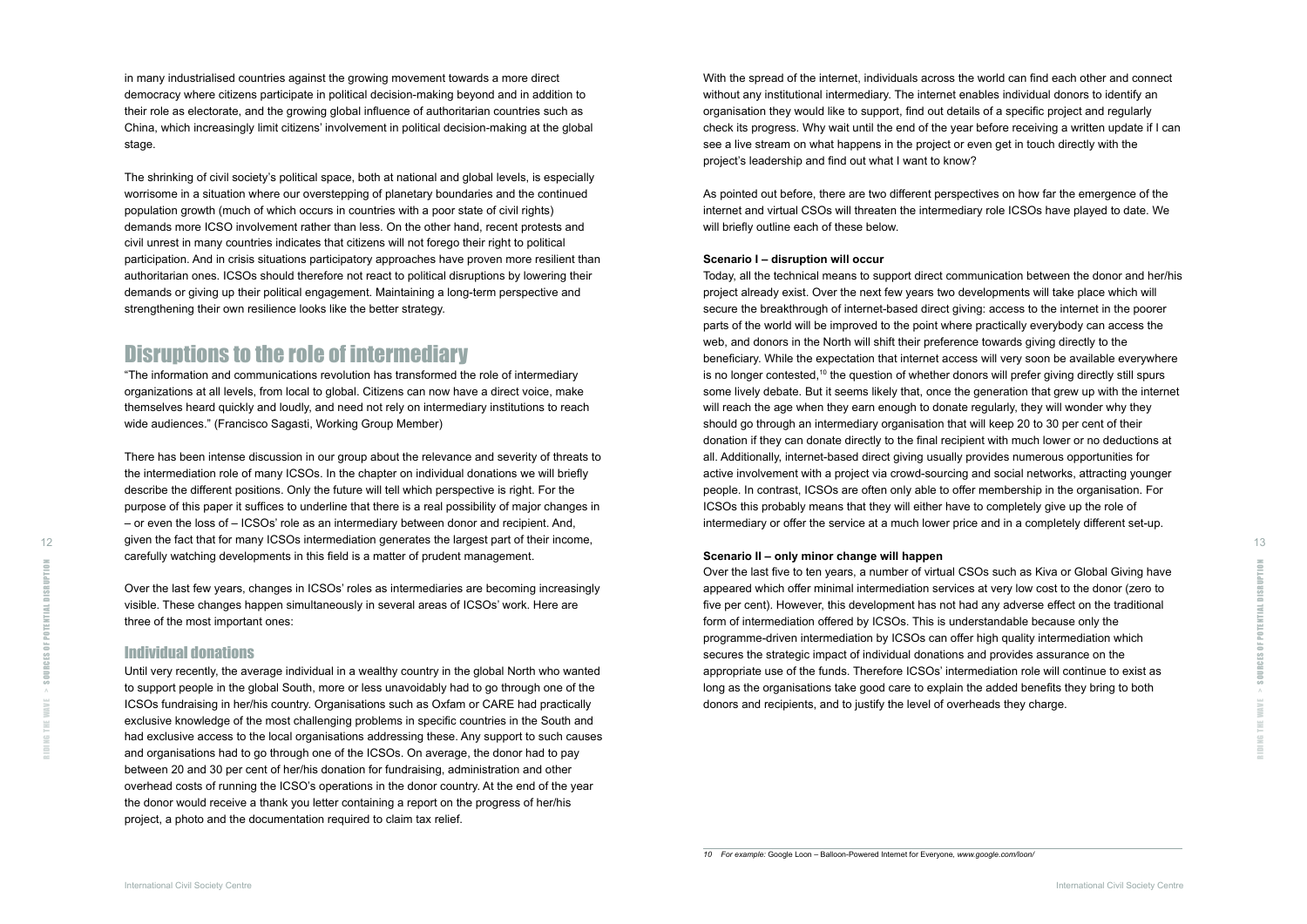in many industrialised countries against the growing movement towards a more direct democracy where citizens participate in political decision-making beyond and in addition to their role as electorate, and the growing global influence of authoritarian countries such as China, which increasingly limit citizens' involvement in political decision-making at the global stage.

The shrinking of civil society's political space, both at national and global levels, is especially worrisome in a situation where our overstepping of planetary boundaries and the continued population growth (much of which occurs in countries with a poor state of civil rights) demands more ICSO involvement rather than less. On the other hand, recent protests and civil unrest in many countries indicates that citizens will not forego their right to political participation. And in crisis situations participatory approaches have proven more resilient than authoritarian ones. ICSOs should therefore not react to political disruptions by lowering their demands or giving up their political engagement. Maintaining a long-term perspective and strengthening their own resilience looks like the better strategy.

## Disruptions to the role of intermediary

"The information and communications revolution has transformed the role of intermediary organizations at all levels, from local to global. Citizens can now have a direct voice, make themselves heard quickly and loudly, and need not rely on intermediary institutions to reach wide audiences." (Francisco Sagasti, Working Group Member)

There has been intense discussion in our group about the relevance and severity of threats to the intermediation role of many ICSOs. In the chapter on individual donations we will briefly describe the different positions. Only the future will tell which perspective is right. For the purpose of this paper it suffices to underline that there is a real possibility of major changes in – or even the loss of – ICSOs' role as an intermediary between donor and recipient. And, given the fact that for many ICSOs intermediation generates the largest part of their income, carefully watching developments in this field is a matter of prudent management.

Over the last few years, changes in ICSOs' roles as intermediaries are becoming increasingly visible. These changes happen simultaneously in several areas of ICSOs' work. Here are three of the most important ones:

### Individual donations

Until very recently, the average individual in a wealthy country in the global North who wanted to support people in the global South, more or less unavoidably had to go through one of the ICSOs fundraising in her/his country. Organisations such as Oxfam or CARE had practically exclusive knowledge of the most challenging problems in specific countries in the South and had exclusive access to the local organisations addressing these. Any support to such causes and organisations had to go through one of the ICSOs. On average, the donor had to pay between 20 and 30 per cent of her/his donation for fundraising, administration and other overhead costs of running the ICSO's operations in the donor country. At the end of the year the donor would receive a thank you letter containing a report on the progress of her/his project, a photo and the documentation required to claim tax relief.

With the spread of the internet, individuals across the world can find each other and connect without any institutional intermediary. The internet enables individual donors to identify an organisation they would like to support, find out details of a specific project and regularly check its progress. Why wait until the end of the year before receiving a written update if I can see a live stream on what happens in the project or even get in touch directly with the project's leadership and find out what I want to know?

As pointed out before, there are two different perspectives on how far the emergence of the internet and virtual CSOs will threaten the intermediary role ICSOs have played to date. We will briefly outline each of these below.

**Scenario I – disruption will occur**

Today, all the technical means to support direct communication between the donor and her/his project already exist. Over the next few years two developments will take place which will secure the breakthrough of internet-based direct giving: access to the internet in the poorer parts of the world will be improved to the point where practically everybody can access the web, and donors in the North will shift their preference towards giving directly to the beneficiary. While the expectation that internet access will very soon be available everywhere is no longer contested,[10] the question of whether donors will prefer giving directly still spurs some lively debate. But it seems likely that, once the generation that grew up with the internet will reach the age when they earn enough to donate regularly, they will wonder why they should go through an intermediary organisation that will keep 20 to 30 per cent of their donation if they can donate directly to the final recipient with much lower or no deductions at all. Additionally, internet-based direct giving usually provides numerous opportunities for active involvement with a project via crowd-sourcing and social networks, attracting younger people. In contrast, ICSOs are often only able to offer membership in the organisation. For ICSOs this probably means that they will either have to completely give up the role of intermediary or offer the service at a much lower price and in a completely different set-up.

**Scenario II – only minor change will happen**

Over the last five to ten years, a number of virtual CSOs such as Kiva or Global Giving have appeared which offer minimal intermediation services at very low cost to the donor (zero to five per cent). However, this development has not had any adverse effect on the traditional form of intermediation offered by ICSOs. This is understandable because only the programme-driven intermediation by ICSOs can offer high quality intermediation which secures the strategic impact of individual donations and provides assurance on the appropriate use of the funds. Therefore ICSOs' intermediation role will continue to exist as long as the organisations take good care to explain the added benefits they bring to both donors and recipients, and to justify the level of overheads they charge.

---

10 *For example:* Google Loon – Balloon-Powered Internet for Everyone, *www.google.com/loon/*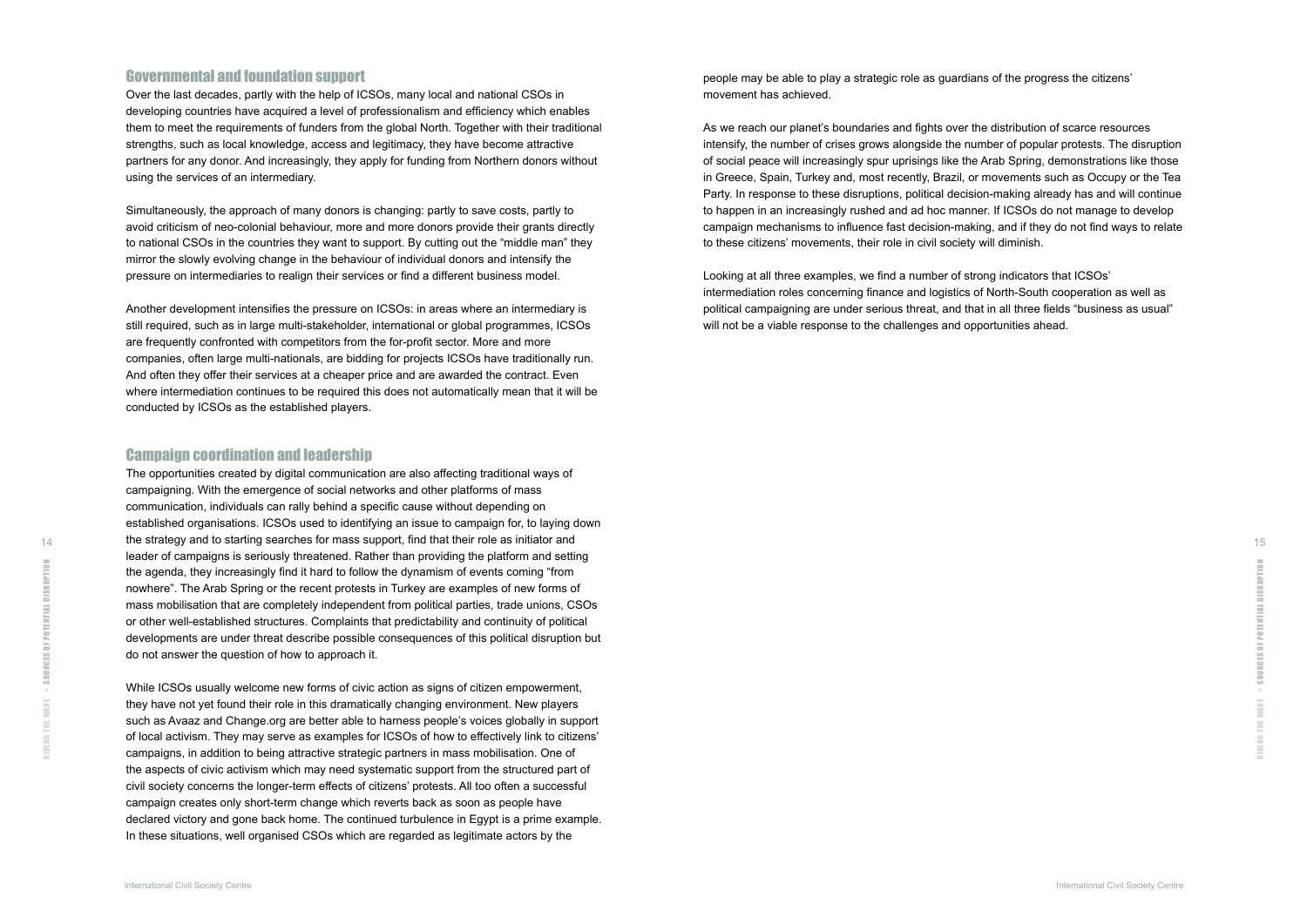## Governmental and foundation support

Over the last decades, partly with the help of ICSOs, many local and national CSOs in developing countries have acquired a level of professionalism and efficiency which enables them to meet the requirements of funders from the global North. Together with their traditional strengths, such as local knowledge, access and legitimacy, they have become attractive partners for any donor. And increasingly, they apply for funding from Northern donors without using the services of an intermediary.

Simultaneously, the approach of many donors is changing: partly to save costs, partly to avoid criticism of neo-colonial behaviour, more and more donors provide their grants directly to national CSOs in the countries they want to support. By cutting out the "middle man" they mirror the slowly evolving change in the behaviour of individual donors and intensify the pressure on intermediaries to realign their services or find a different business model.

Another development intensifies the pressure on ICSOs: in areas where an intermediary is still required, such as in large multi-stakeholder, international or global programmes, ICSOs are frequently confronted with competitors from the for-profit sector. More and more companies, often large multi-nationals, are bidding for projects ICSOs have traditionally run. And often they offer their services at a cheaper price and are awarded the contract. Even where intermediation continues to be required this does not automatically mean that it will be conducted by ICSOs as the established players.

## Campaign coordination and leadership

The opportunities created by digital communication are also affecting traditional ways of campaigning. With the emergence of social networks and other platforms of mass communication, individuals can rally behind a specific cause without depending on established organisations. ICSOs used to identifying an issue to campaign for, to laying down the strategy and to starting searches for mass support, find that their role as initiator and leader of campaigns is seriously threatened. Rather than providing the platform and setting the agenda, they increasingly find it hard to follow the dynamism of events coming "from nowhere". The Arab Spring or the recent protests in Turkey are examples of new forms of mass mobilisation that are completely independent from political parties, trade unions, CSOs or other well-established structures. Complaints that predictability and continuity of political developments are under threat describe possible consequences of this political disruption but do not answer the question of how to approach it.

While ICSOs usually welcome new forms of civic action as signs of citizen empowerment, they have not yet found their role in this dramatically changing environment. New players such as Avaaz and Change.org are better able to harness people's voices globally in support of local activism. They may serve as examples for ICSOs of how to effectively link to citizens' campaigns, in addition to being attractive strategic partners in mass mobilisation. One of the aspects of civic activism which may need systematic support from the structured part of civil society concerns the longer-term effects of citizens' protests. All too often a successful campaign creates only short-term change which reverts back as soon as people have declared victory and gone back home. The continued turbulence in Egypt is a prime example. In these situations, well organised CSOs which are regarded as legitimate actors by the people may be able to play a strategic role as guardians of the progress the citizens' movement has achieved.

As we reach our planet's boundaries and fights over the distribution of scarce resources intensify, the number of crises grows alongside the number of popular protests. The disruption of social peace will increasingly spur uprisings like the Arab Spring, demonstrations like those in Greece, Spain, Turkey and, most recently, Brazil, or movements such as Occupy or the Tea Party. In response to these disruptions, political decision-making already has and will continue to happen in an increasingly rushed and ad hoc manner. If ICSOs do not manage to develop campaign mechanisms to influence fast decision-making, and if they do not find ways to relate to these citizens' movements, their role in civil society will diminish.

Looking at all three examples, we find a number of strong indicators that ICSOs' intermediation roles concerning finance and logistics of North-South cooperation as well as political campaigning are under serious threat, and that in all three fields "business as usual" will not be a viable response to the challenges and opportunities ahead.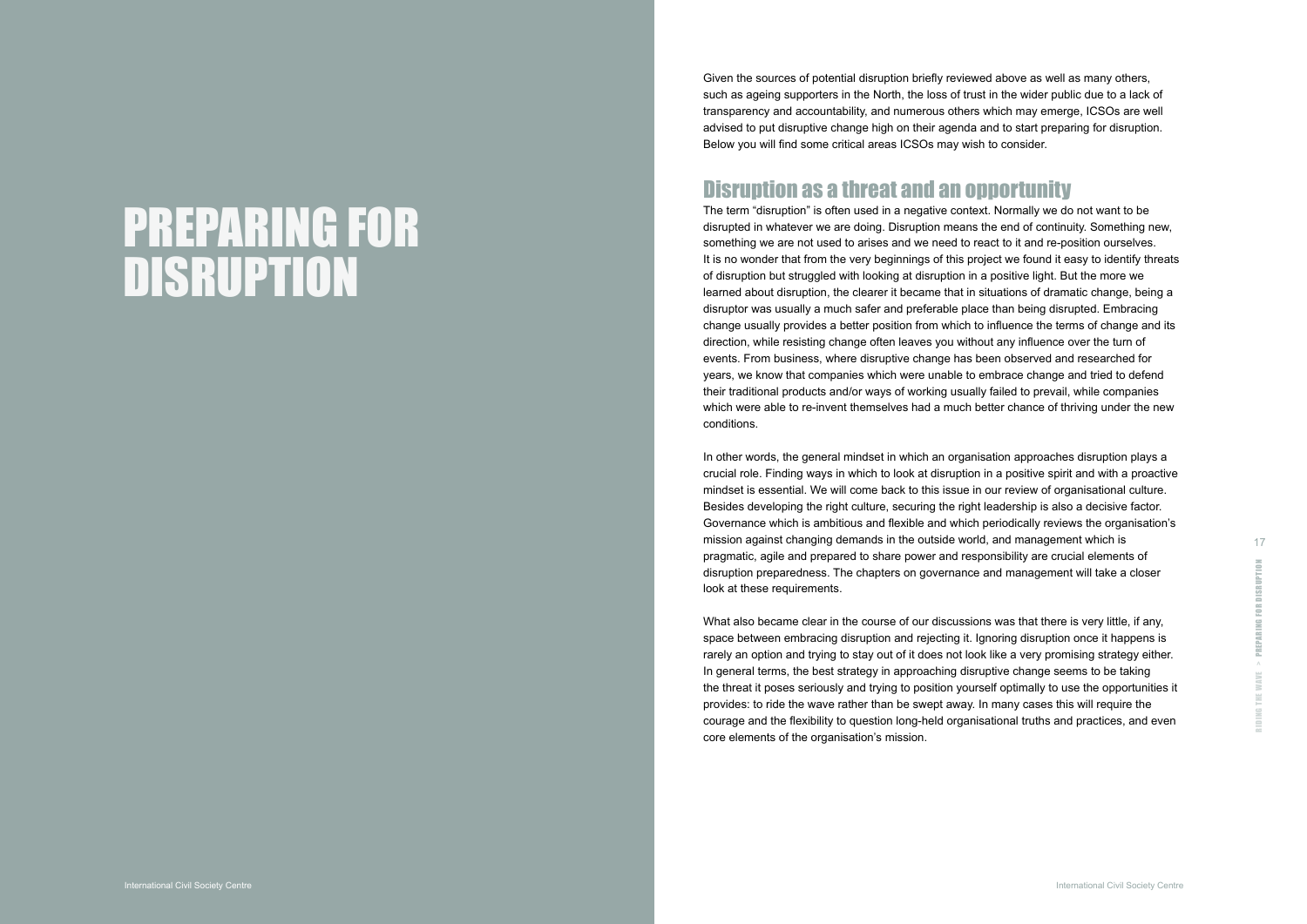# PREPARING FOR DISRUPTION

Given the sources of potential disruption briefly reviewed above as well as many others, such as ageing supporters in the North, the loss of trust in the wider public due to a lack of transparency and accountability, and numerous others which may emerge, ICSOs are well advised to put disruptive change high on their agenda and to start preparing for disruption. Below you will find some critical areas ICSOs may wish to consider.

## Disruption as a threat and an opportunity

The term "disruption" is often used in a negative context. Normally we do not want to be disrupted in whatever we are doing. Disruption means the end of continuity. Something new, something we are not used to arises and we need to react to it and re-position ourselves. It is no wonder that from the very beginnings of this project we found it easy to identify threats of disruption but struggled with looking at disruption in a positive light. But the more we learned about disruption, the clearer it became that in situations of dramatic change, being a disruptor was usually a much safer and preferable place than being disrupted. Embracing change usually provides a better position from which to influence the terms of change and its direction, while resisting change often leaves you without any influence over the turn of events. From business, where disruptive change has been observed and researched for years, we know that companies which were unable to embrace change and tried to defend their traditional products and/or ways of working usually failed to prevail, while companies which were able to re-invent themselves had a much better chance of thriving under the new conditions.

In other words, the general mindset in which an organisation approaches disruption plays a crucial role. Finding ways in which to look at disruption in a positive spirit and with a proactive mindset is essential. We will come back to this issue in our review of organisational culture. Besides developing the right culture, securing the right leadership is also a decisive factor. Governance which is ambitious and flexible and which periodically reviews the organisation's mission against changing demands in the outside world, and management which is pragmatic, agile and prepared to share power and responsibility are crucial elements of disruption preparedness. The chapters on governance and management will take a closer look at these requirements.

What also became clear in the course of our discussions was that there is very little, if any, space between embracing disruption and rejecting it. Ignoring disruption once it happens is rarely an option and trying to stay out of it does not look like a very promising strategy either. In general terms, the best strategy in approaching disruptive change seems to be taking the threat it poses seriously and trying to position yourself optimally to use the opportunities it provides: to ride the wave rather than be swept away. In many cases this will require the courage and the flexibility to question long-held organisational truths and practices, and even core elements of the organisation's mission.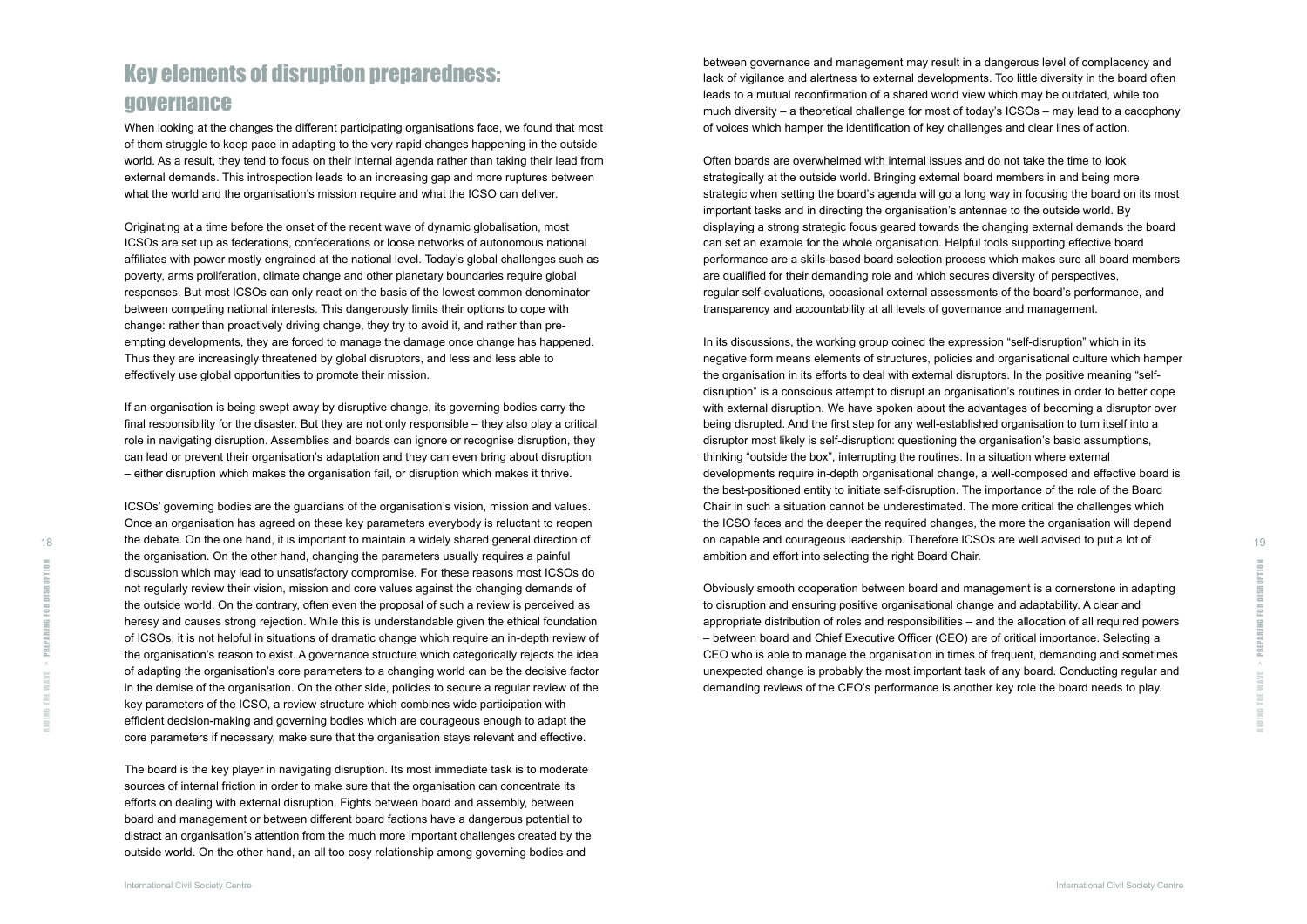# Key elements of disruption preparedness: governance

When looking at the changes the different participating organisations face, we found that most of them struggle to keep pace in adapting to the very rapid changes happening in the outside world. As a result, they tend to focus on their internal agenda rather than taking their lead from external demands. This introspection leads to an increasing gap and more ruptures between what the world and the organisation's mission require and what the ICSO can deliver.

Originating at a time before the onset of the recent wave of dynamic globalisation, most ICSOs are set up as federations, confederations or loose networks of autonomous national affiliates with power mostly engrained at the national level. Today's global challenges such as poverty, arms proliferation, climate change and other planetary boundaries require global responses. But most ICSOs can only react on the basis of the lowest common denominator between competing national interests. This dangerously limits their options to cope with change: rather than proactively driving change, they try to avoid it, and rather than pre-empting developments, they are forced to manage the damage once change has happened. Thus they are increasingly threatened by global disruptors, and less and less able to effectively use global opportunities to promote their mission.

If an organisation is being swept away by disruptive change, its governing bodies carry the final responsibility for the disaster. But they are not only responsible – they also play a critical role in navigating disruption. Assemblies and boards can ignore or recognise disruption, they can lead or prevent their organisation's adaptation and they can even bring about disruption – either disruption which makes the organisation fail, or disruption which makes it thrive.

ICSOs' governing bodies are the guardians of the organisation's vision, mission and values. Once an organisation has agreed on these key parameters everybody is reluctant to reopen the debate. On the one hand, it is important to maintain a widely shared general direction of the organisation. On the other hand, changing the parameters usually requires a painful discussion which may lead to unsatisfactory compromise. For these reasons most ICSOs do not regularly review their vision, mission and core values against the changing demands of the outside world. On the contrary, often even the proposal of such a review is perceived as heresy and causes strong rejection. While this is understandable given the ethical foundation of ICSOs, it is not helpful in situations of dramatic change which require an in-depth review of the organisation's reason to exist. A governance structure which categorically rejects the idea of adapting the organisation's core parameters to a changing world can be the decisive factor in the demise of the organisation. On the other side, policies to secure a regular review of the key parameters of the ICSO, a review structure which combines wide participation with efficient decision-making and governing bodies which are courageous enough to adapt the core parameters if necessary, make sure that the organisation stays relevant and effective.

The board is the key player in navigating disruption. Its most immediate task is to moderate sources of internal friction in order to make sure that the organisation can concentrate its efforts on dealing with external disruption. Fights between board and assembly, between board and management or between different board factions have a dangerous potential to distract an organisation's attention from the much more important challenges created by the outside world. On the other hand, an all too cosy relationship among governing bodies and between governance and management may result in a dangerous level of complacency and lack of vigilance and alertness to external developments. Too little diversity in the board often leads to a mutual reconfirmation of a shared world view which may be outdated, while too much diversity – a theoretical challenge for most of today's ICSOs – may lead to a cacophony of voices which hamper the identification of key challenges and clear lines of action.

Often boards are overwhelmed with internal issues and do not take the time to look strategically at the outside world. Bringing external board members in and being more strategic when setting the board's agenda will go a long way in focusing the board on its most important tasks and in directing the organisation's antennae to the outside world. By displaying a strong strategic focus geared towards the changing external demands the board can set an example for the whole organisation. Helpful tools supporting effective board performance are a skills-based board selection process which makes sure all board members are qualified for their demanding role and which secures diversity of perspectives, regular self-evaluations, occasional external assessments of the board's performance, and transparency and accountability at all levels of governance and management.

In its discussions, the working group coined the expression "self-disruption" which in its negative form means elements of structures, policies and organisational culture which hamper the organisation in its efforts to deal with external disruptors. In the positive meaning "self-disruption" is a conscious attempt to disrupt an organisation's routines in order to better cope with external disruption. We have spoken about the advantages of becoming a disruptor over being disrupted. And the first step for any well-established organisation to turn itself into a disruptor most likely is self-disruption: questioning the organisation's basic assumptions, thinking "outside the box", interrupting the routines. In a situation where external developments require in-depth organisational change, a well-composed and effective Board is the best-positioned entity to initiate self-disruption. The importance of the role of the Board Chair in such a situation cannot be underestimated. The more critical the challenges which the ICSO faces and the deeper the required changes, the more the organisation will depend on capable and courageous leadership. Therefore ICSOs are well advised to put a lot of ambition and effort into selecting the right Board Chair.

Obviously smooth cooperation between board and management is a cornerstone in adapting to disruption and ensuring positive organisational change and adaptability. A clear and appropriate distribution of roles and responsibilities – and the allocation of all required powers – between board and Chief Executive Officer (CEO) are of critical importance. Selecting a CEO who is able to manage the organisation in times of frequent, demanding and sometimes unexpected change is probably the most important task of any board. Conducting regular and demanding reviews of the CEO's performance is another key role the board needs to play.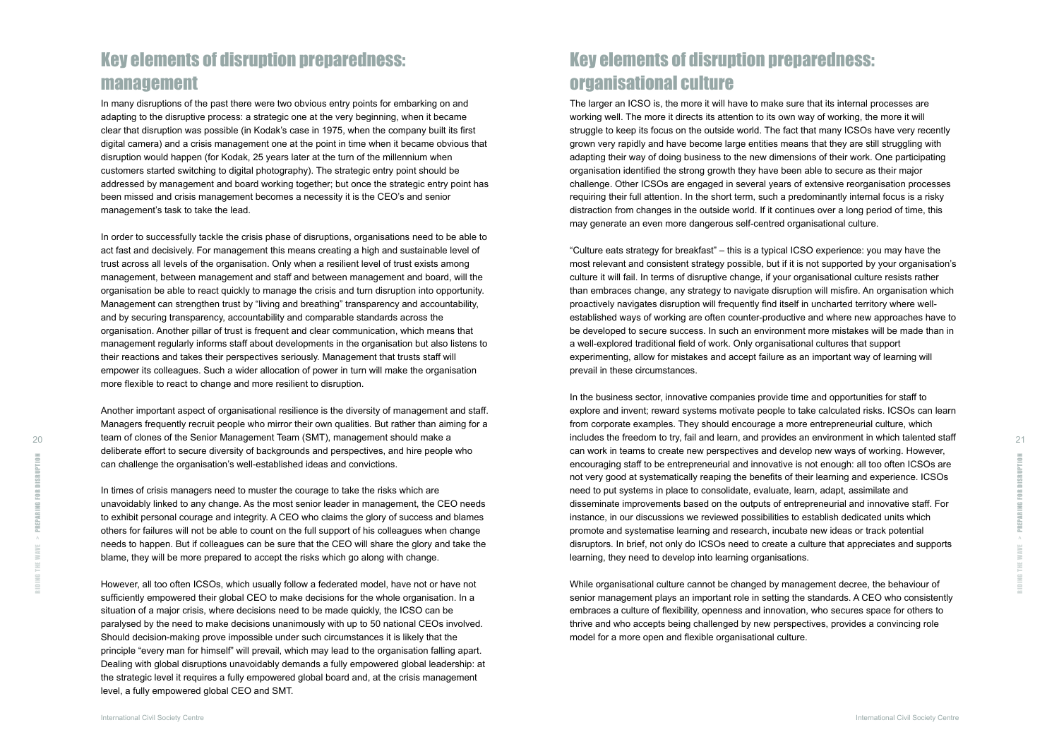## Key elements of disruption preparedness: management

In many disruptions of the past there were two obvious entry points for embarking on and adapting to the disruptive process: a strategic one at the very beginning, when it became clear that disruption was possible (in Kodak's case in 1975, when the company built its first digital camera) and a crisis management one at the point in time when it became obvious that disruption would happen (for Kodak, 25 years later at the turn of the millennium when customers started switching to digital photography). The strategic entry point should be addressed by management and board working together; but once the strategic entry point has been missed and crisis management becomes a necessity it is the CEO's and senior management's task to take the lead.

In order to successfully tackle the crisis phase of disruptions, organisations need to be able to act fast and decisively. For management this means creating a high and sustainable level of trust across all levels of the organisation. Only when a resilient level of trust exists among management, between management and staff and between management and board, will the organisation be able to react quickly to manage the crisis and turn disruption into opportunity. Management can strengthen trust by "living and breathing" transparency and accountability, and by securing transparency, accountability and comparable standards across the organisation. Another pillar of trust is frequent and clear communication, which means that management regularly informs staff about developments in the organisation but also listens to their reactions and takes their perspectives seriously. Management that trusts staff will empower its colleagues. Such a wider allocation of power in turn will make the organisation more flexible to react to change and more resilient to disruption.

Another important aspect of organisational resilience is the diversity of management and staff. Managers frequently recruit people who mirror their own qualities. But rather than aiming for a team of clones of the Senior Management Team (SMT), management should make a deliberate effort to secure diversity of backgrounds and perspectives, and hire people who can challenge the organisation's well-established ideas and convictions.

In times of crisis managers need to muster the courage to take the risks which are unavoidably linked to any change. As the most senior leader in management, the CEO needs to exhibit personal courage and integrity. A CEO who claims the glory of success and blames others for failures will not be able to count on the full support of his colleagues when change needs to happen. But if colleagues can be sure that the CEO will share the glory and take the blame, they will be more prepared to accept the risks which go along with change.

However, all too often ICSOs, which usually follow a federated model, have not or have not sufficiently empowered their global CEO to make decisions for the whole organisation. In a situation of a major crisis, where decisions need to be made quickly, the ICSO can be paralysed by the need to make decisions unanimously with up to 50 national CEOs involved. Should decision-making prove impossible under such circumstances it is likely that the principle "every man for himself" will prevail, which may lead to the organisation falling apart. Dealing with global disruptions unavoidably demands a fully empowered global leadership: at the strategic level it requires a fully empowered global board and, at the crisis management level, a fully empowered global CEO and SMT.

## Key elements of disruption preparedness: organisational culture

The larger an ICSO is, the more it will have to make sure that its internal processes are working well. The more it directs its attention to its own way of working, the more it will struggle to keep its focus on the outside world. The fact that many ICSOs have very recently grown very rapidly and have become large entities means that they are still struggling with adapting their way of doing business to the new dimensions of their work. One participating organisation identified the strong growth they have been able to secure as their major challenge. Other ICSOs are engaged in several years of extensive reorganisation processes requiring their full attention. In the short term, such a predominantly internal focus is a risky distraction from changes in the outside world. If it continues over a long period of time, this may generate an even more dangerous self-centred organisational culture.

"Culture eats strategy for breakfast" – this is a typical ICSO experience: you may have the most relevant and consistent strategy possible, but if it is not supported by your organisation's culture it will fail. In terms of disruptive change, if your organisational culture resists rather than embraces change, any strategy to navigate disruption will misfire. An organisation which proactively navigates disruption will frequently find itself in uncharted territory where well-established ways of working are often counter-productive and where new approaches have to be developed to secure success. In such an environment more mistakes will be made than in a well-explored traditional field of work. Only organisational cultures that support experimenting, allow for mistakes and accept failure as an important way of learning will prevail in these circumstances.

In the business sector, innovative companies provide time and opportunities for staff to explore and invent; reward systems motivate people to take calculated risks. ICSOs can learn from corporate examples. They should encourage a more entrepreneurial culture, which includes the freedom to try, fail and learn, and provides an environment in which talented staff can work in teams to create new perspectives and develop new ways of working. However, encouraging staff to be entrepreneurial and innovative is not enough: all too often ICSOs are not very good at systematically reaping the benefits of their learning and experience. ICSOs need to put systems in place to consolidate, evaluate, learn, adapt, assimilate and disseminate improvements based on the outputs of entrepreneurial and innovative staff. For instance, in our discussions we reviewed possibilities to establish dedicated units which promote and systematise learning and research, incubate new ideas or track potential disruptors. In brief, not only do ICSOs need to create a culture that appreciates and supports learning, they need to develop into learning organisations.

While organisational culture cannot be changed by management decree, the behaviour of senior management plays an important role in setting the standards. A CEO who consistently embraces a culture of flexibility, openness and innovation, who secures space for others to thrive and who accepts being challenged by new perspectives, provides a convincing role model for a more open and flexible organisational culture.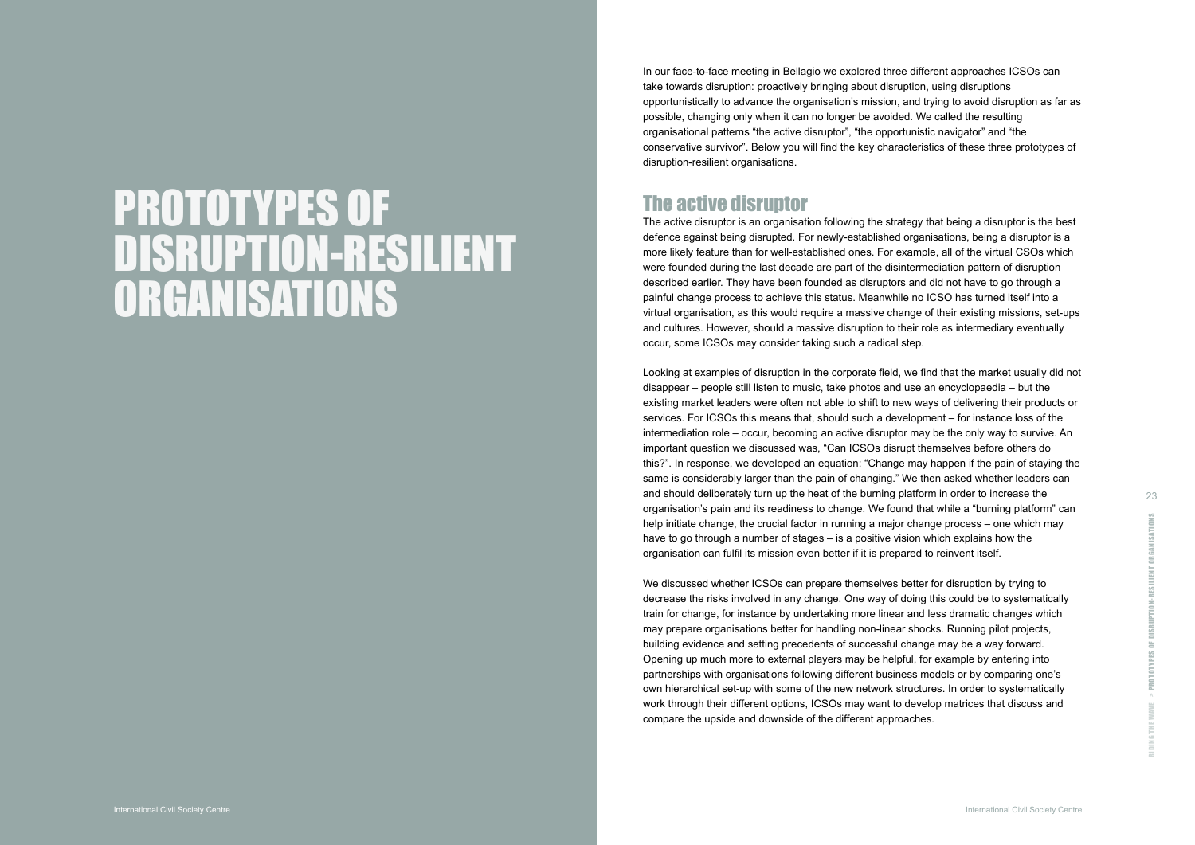# PROTOTYPES OF DISRUPTION-RESILIENT ORGANISATIONS

In our face-to-face meeting in Bellagio we explored three different approaches ICSOs can take towards disruption: proactively bringing about disruption, using disruptions opportunistically to advance the organisation's mission, and trying to avoid disruption as far as possible, changing only when it can no longer be avoided. We called the resulting organisational patterns "the active disruptor", "the opportunistic navigator" and "the conservative survivor". Below you will find the key characteristics of these three prototypes of disruption-resilient organisations.

## The active disruptor

The active disruptor is an organisation following the strategy that being a disruptor is the best defence against being disrupted. For newly-established organisations, being a disruptor is a more likely feature than for well-established ones. For example, all of the virtual CSOs which were founded during the last decade are part of the disintermediation pattern of disruption described earlier. They have been founded as disruptors and did not have to go through a painful change process to achieve this status. Meanwhile no ICSO has turned itself into a virtual organisation, as this would require a massive change of their existing missions, set-ups and cultures. However, should a massive disruption to their role as intermediary eventually occur, some ICSOs may consider taking such a radical step.

Looking at examples of disruption in the corporate field, we find that the market usually did not disappear – people still listen to music, take photos and use an encyclopaedia – but the existing market leaders were often not able to shift to new ways of delivering their products or services. For ICSOs this means that, should such a development – for instance loss of the intermediation role – occur, becoming an active disruptor may be the only way to survive. An important question we discussed was, "Can ICSOs disrupt themselves before others do this?". In response, we developed an equation: "Change may happen if the pain of staying the same is considerably larger than the pain of changing." We then asked whether leaders can and should deliberately turn up the heat of the burning platform in order to increase the organisation's pain and its readiness to change. We found that while a "burning platform" can help initiate change, the crucial factor in running a major change process – one which may have to go through a number of stages – is a positive vision which explains how the organisation can fulfil its mission even better if it is prepared to reinvent itself.

We discussed whether ICSOs can prepare themselves better for disruption by trying to decrease the risks involved in any change. One way of doing this could be to systematically train for change, for instance by undertaking more linear and less dramatic changes which may prepare organisations better for handling non-linear shocks. Running pilot projects, building evidence and setting precedents of successful change may be a way forward. Opening up much more to external players may be helpful, for example by entering into partnerships with organisations following different business models or by comparing one's own hierarchical set-up with some of the new network structures. In order to systematically work through their different options, ICSOs may want to develop matrices that discuss and compare the upside and downside of the different approaches.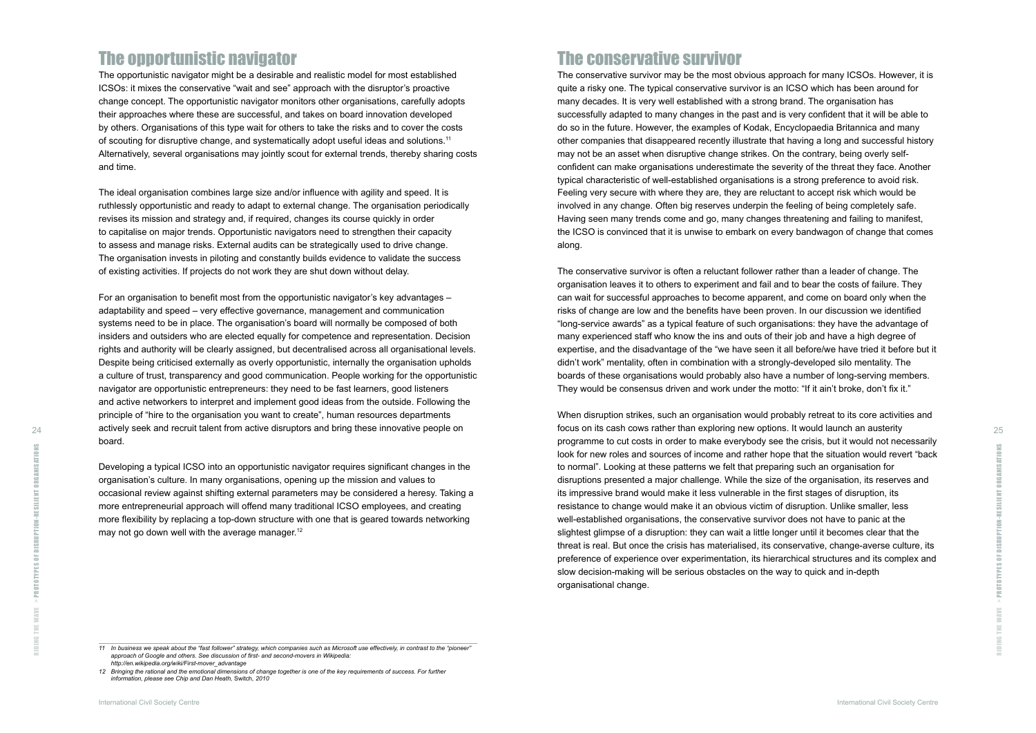## The opportunistic navigator

The opportunistic navigator might be a desirable and realistic model for most established ICSOs: it mixes the conservative "wait and see" approach with the disruptor's proactive change concept. The opportunistic navigator monitors other organisations, carefully adopts their approaches where these are successful, and takes on board innovation developed by others. Organisations of this type wait for others to take the risks and to cover the costs of scouting for disruptive change, and systematically adopt useful ideas and solutions.[11] Alternatively, several organisations may jointly scout for external trends, thereby sharing costs and time.

The ideal organisation combines large size and/or influence with agility and speed. It is ruthlessly opportunistic and ready to adapt to external change. The organisation periodically revises its mission and strategy and, if required, changes its course quickly in order to capitalise on major trends. Opportunistic navigators need to strengthen their capacity to assess and manage risks. External audits can be strategically used to drive change. The organisation invests in piloting and constantly builds evidence to validate the success of existing activities. If projects do not work they are shut down without delay.

For an organisation to benefit most from the opportunistic navigator's key advantages – adaptability and speed – very effective governance, management and communication systems need to be in place. The organisation's board will normally be composed of both insiders and outsiders who are elected equally for competence and representation. Decision rights and authority will be clearly assigned, but decentralised across all organisational levels. Despite being criticised externally as overly opportunistic, internally the organisation upholds a culture of trust, transparency and good communication. People working for the opportunistic navigator are opportunistic entrepreneurs: they need to be fast learners, good listeners and active networkers to interpret and implement good ideas from the outside. Following the principle of "hire to the organisation you want to create", human resources departments actively seek and recruit talent from active disruptors and bring these innovative people on board.

Developing a typical ICSO into an opportunistic navigator requires significant changes in the organisation's culture. In many organisations, opening up the mission and values to occasional review against shifting external parameters may be considered a heresy. Taking a more entrepreneurial approach will offend many traditional ICSO employees, and creating more flexibility by replacing a top-down structure with one that is geared towards networking may not go down well with the average manager.[12]

## The conservative survivor

The conservative survivor may be the most obvious approach for many ICSOs. However, it is quite a risky one. The typical conservative survivor is an ICSO which has been around for many decades. It is very well established with a strong brand. The organisation has successfully adapted to many changes in the past and is very confident that it will be able to do so in the future. However, the examples of Kodak, Encyclopaedia Britannica and many other companies that disappeared recently illustrate that having a long and successful history may not be an asset when disruptive change strikes. On the contrary, being overly self-confident can make organisations underestimate the severity of the threat they face. Another typical characteristic of well-established organisations is a strong preference to avoid risk. Feeling very secure with where they are, they are reluctant to accept risk which would be involved in any change. Often big reserves underpin the feeling of being completely safe. Having seen many trends come and go, many changes threatening and failing to manifest, the ICSO is convinced that it is unwise to embark on every bandwagon of change that comes along.

The conservative survivor is often a reluctant follower rather than a leader of change. The organisation leaves it to others to experiment and fail and to bear the costs of failure. They can wait for successful approaches to become apparent, and come on board only when the risks of change are low and the benefits have been proven. In our discussion we identified "long-service awards" as a typical feature of such organisations: they have the advantage of many experienced staff who know the ins and outs of their job and have a high degree of expertise, and the disadvantage of the "we have seen it all before/we have tried it before but it didn't work" mentality, often in combination with a strongly-developed silo mentality. The boards of these organisations would probably also have a number of long-serving members. They would be consensus driven and work under the motto: "If it ain't broke, don't fix it."

When disruption strikes, such an organisation would probably retreat to its core activities and focus on its cash cows rather than exploring new options. It would launch an austerity programme to cut costs in order to make everybody see the crisis, but it would not necessarily look for new roles and sources of income and rather hope that the situation would revert "back to normal". Looking at these patterns we felt that preparing such an organisation for disruptions presented a major challenge. While the size of the organisation, its reserves and its impressive brand would make it less vulnerable in the first stages of disruption, its resistance to change would make it an obvious victim of disruption. Unlike smaller, less well-established organisations, the conservative survivor does not have to panic at the slightest glimpse of a disruption: they can wait a little longer until it becomes clear that the threat is real. But once the crisis has materialised, its conservative, change-averse culture, its preference of experience over experimentation, its hierarchical structures and its complex and slow decision-making will be serious obstacles on the way to quick and in-depth organisational change.

---

*11 In business we speak about the "fast follower" strategy, which companies such as Microsoft use effectively, in contrast to the "pioneer" approach of Google and others. See discussion of first- and second-movers in Wikipedia: http://en.wikipedia.org/wiki/First-mover_advantage*

*12 Bringing the rational and the emotional dimensions of change together is one of the key requirements of success. For further information, please see Chip and Dan Heath,* Switch, *2010*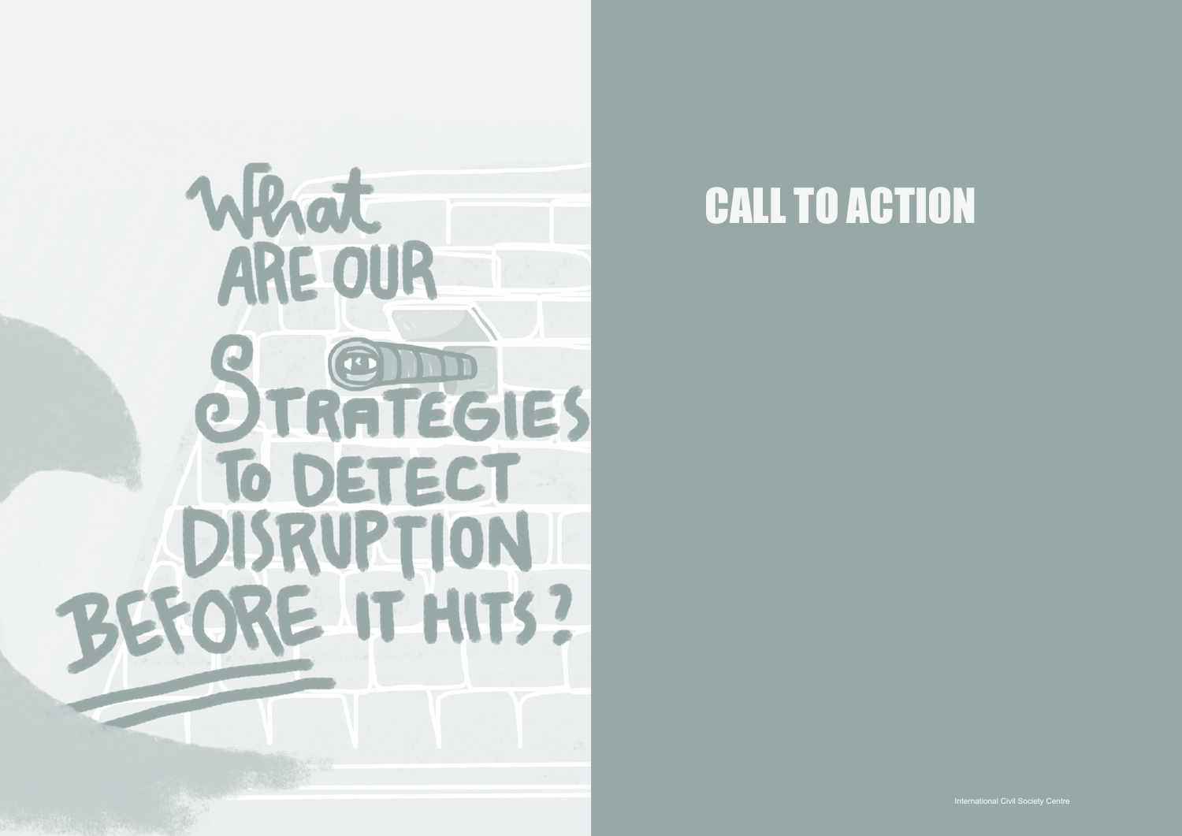What ARE OUR STRATEGIES TO DETECT DISRUPTION BEFORE IT HITS?

# CALL TO ACTION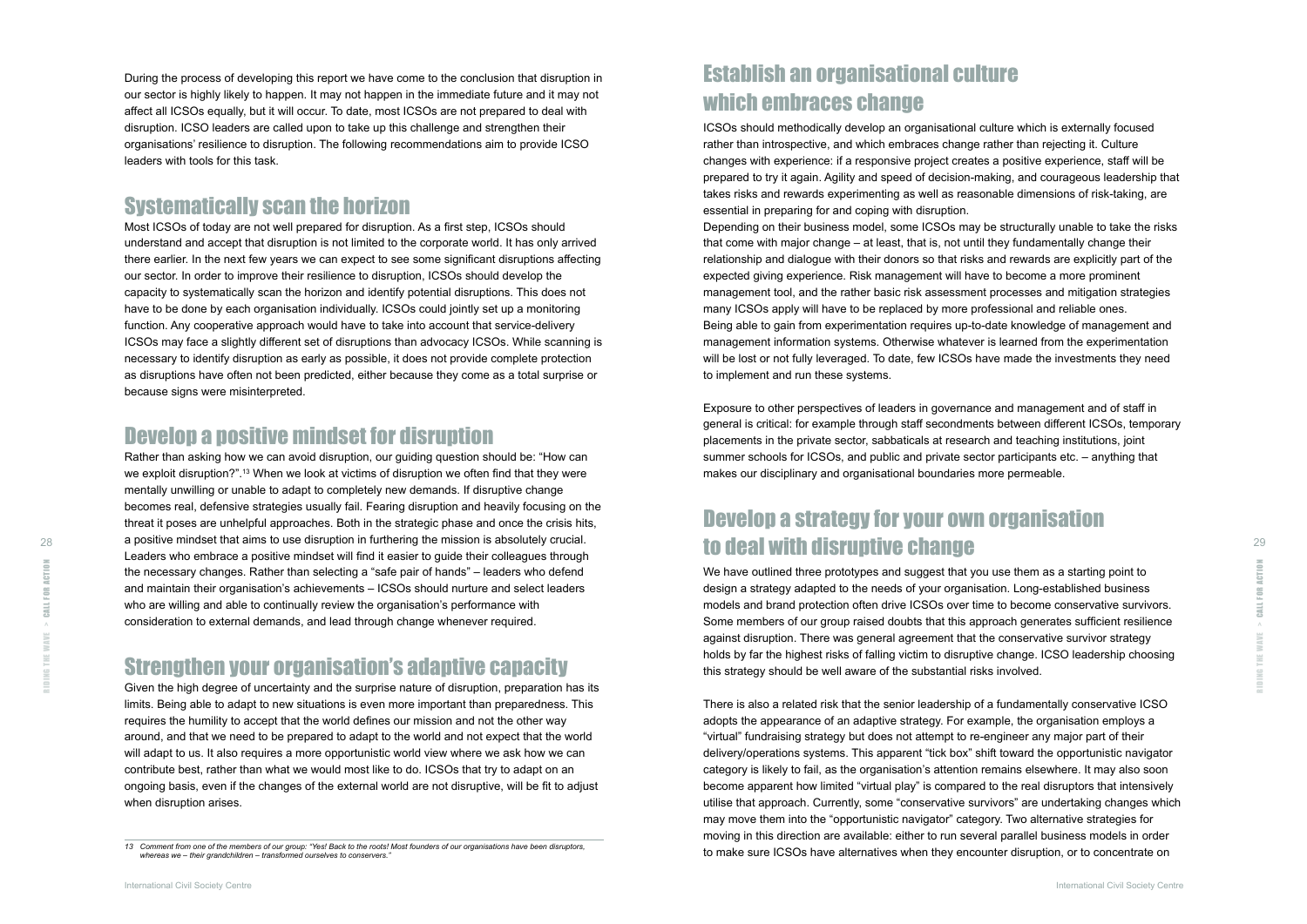During the process of developing this report we have come to the conclusion that disruption in our sector is highly likely to happen. It may not happen in the immediate future and it may not affect all ICSOs equally, but it will occur. To date, most ICSOs are not prepared to deal with disruption. ICSO leaders are called upon to take up this challenge and strengthen their organisations' resilience to disruption. The following recommendations aim to provide ICSO leaders with tools for this task.

## Systematically scan the horizon

Most ICSOs of today are not well prepared for disruption. As a first step, ICSOs should understand and accept that disruption is not limited to the corporate world. It has only arrived there earlier. In the next few years we can expect to see some significant disruptions affecting our sector. In order to improve their resilience to disruption, ICSOs should develop the capacity to systematically scan the horizon and identify potential disruptions. This does not have to be done by each organisation individually. ICSOs could jointly set up a monitoring function. Any cooperative approach would have to take into account that service-delivery ICSOs may face a slightly different set of disruptions than advocacy ICSOs. While scanning is necessary to identify disruption as early as possible, it does not provide complete protection as disruptions have often not been predicted, either because they come as a total surprise or because signs were misinterpreted.

## Develop a positive mindset for disruption

Rather than asking how we can avoid disruption, our guiding question should be: "How can we exploit disruption?".[13] When we look at victims of disruption we often find that they were mentally unwilling or unable to adapt to completely new demands. If disruptive change becomes real, defensive strategies usually fail. Fearing disruption and heavily focusing on the threat it poses are unhelpful approaches. Both in the strategic phase and once the crisis hits, a positive mindset that aims to use disruption in furthering the mission is absolutely crucial. Leaders who embrace a positive mindset will find it easier to guide their colleagues through the necessary changes. Rather than selecting a "safe pair of hands" – leaders who defend and maintain their organisation's achievements – ICSOs should nurture and select leaders who are willing and able to continually review the organisation's performance with consideration to external demands, and lead through change whenever required.

## Strengthen your organisation's adaptive capacity

Given the high degree of uncertainty and the surprise nature of disruption, preparation has its limits. Being able to adapt to new situations is even more important than preparedness. This requires the humility to accept that the world defines our mission and not the other way around, and that we need to be prepared to adapt to the world and not expect that the world will adapt to us. It also requires a more opportunistic world view where we ask how we can contribute best, rather than what we would most like to do. ICSOs that try to adapt on an ongoing basis, even if the changes of the external world are not disruptive, will be fit to adjust when disruption arises.

*13 Comment from one of the members of our group: "Yes! Back to the roots! Most founders of our organisations have been disruptors, whereas we – their grandchildren – transformed ourselves to conservers."*

## Establish an organisational culture which embraces change

ICSOs should methodically develop an organisational culture which is externally focused rather than introspective, and which embraces change rather than rejecting it. Culture changes with experience: if a responsive project creates a positive experience, staff will be prepared to try it again. Agility and speed of decision-making, and courageous leadership that takes risks and rewards experimenting as well as reasonable dimensions of risk-taking, are essential in preparing for and coping with disruption.

Depending on their business model, some ICSOs may be structurally unable to take the risks that come with major change – at least, that is, not until they fundamentally change their relationship and dialogue with their donors so that risks and rewards are explicitly part of the expected giving experience. Risk management will have to become a more prominent management tool, and the rather basic risk assessment processes and mitigation strategies many ICSOs apply will have to be replaced by more professional and reliable ones.

Being able to gain from experimentation requires up-to-date knowledge of management and management information systems. Otherwise whatever is learned from the experimentation will be lost or not fully leveraged. To date, few ICSOs have made the investments they need to implement and run these systems.

Exposure to other perspectives of leaders in governance and management and of staff in general is critical: for example through staff secondments between different ICSOs, temporary placements in the private sector, sabbaticals at research and teaching institutions, joint summer schools for ICSOs, and public and private sector participants etc. – anything that makes our disciplinary and organisational boundaries more permeable.

## Develop a strategy for your own organisation to deal with disruptive change

We have outlined three prototypes and suggest that you use them as a starting point to design a strategy adapted to the needs of your organisation. Long-established business models and brand protection often drive ICSOs over time to become conservative survivors. Some members of our group raised doubts that this approach generates sufficient resilience against disruption. There was general agreement that the conservative survivor strategy holds by far the highest risks of falling victim to disruptive change. ICSO leadership choosing this strategy should be well aware of the substantial risks involved.

There is also a related risk that the senior leadership of a fundamentally conservative ICSO adopts the appearance of an adaptive strategy. For example, the organisation employs a "virtual" fundraising strategy but does not attempt to re-engineer any major part of their delivery/operations systems. This apparent "tick box" shift toward the opportunistic navigator category is likely to fail, as the organisation's attention remains elsewhere. It may also soon become apparent how limited "virtual play" is compared to the real disruptors that intensively utilise that approach. Currently, some "conservative survivors" are undertaking changes which may move them into the "opportunistic navigator" category. Two alternative strategies for moving in this direction are available: either to run several parallel business models in order to make sure ICSOs have alternatives when they encounter disruption, or to concentrate on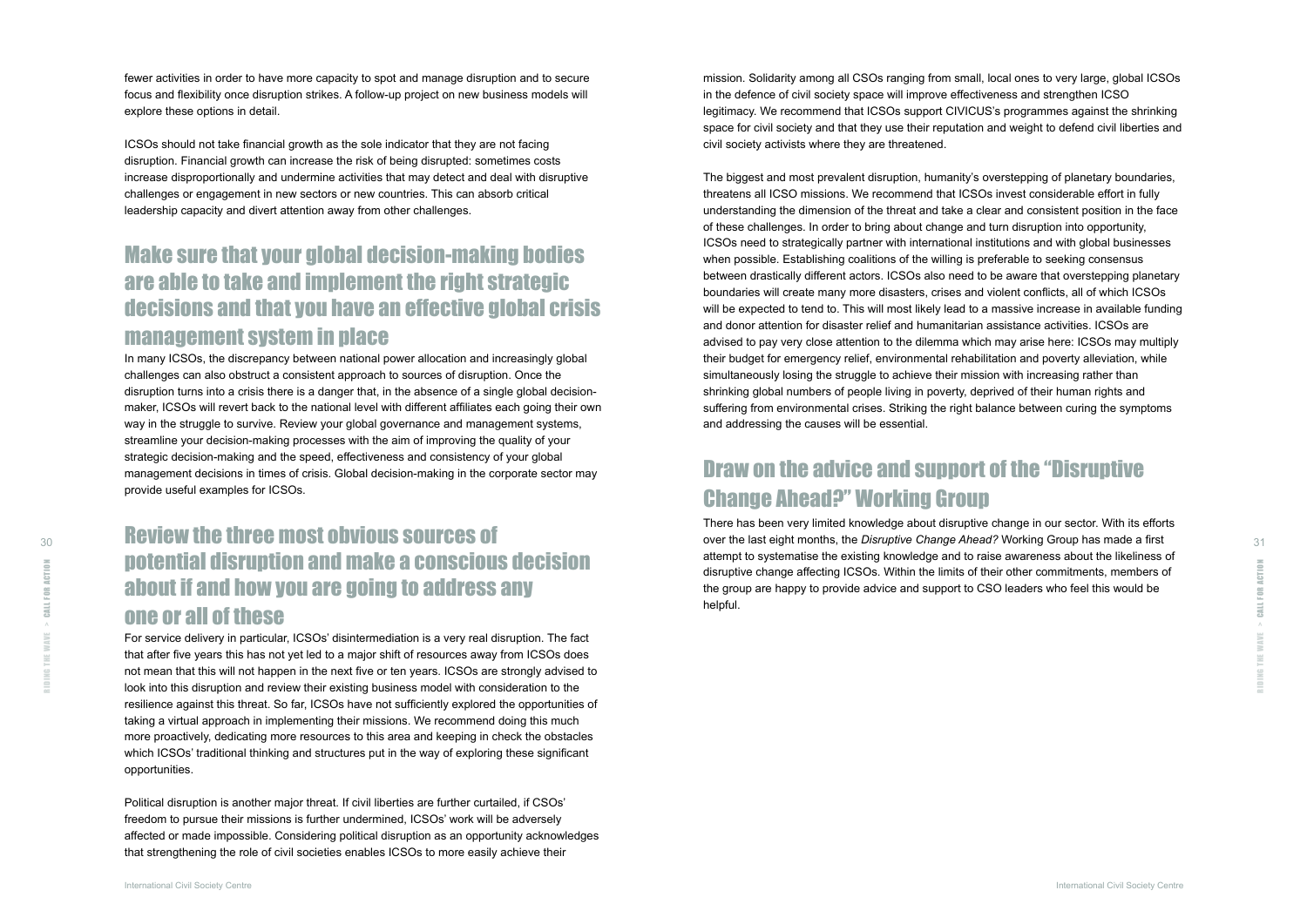fewer activities in order to have more capacity to spot and manage disruption and to secure focus and flexibility once disruption strikes. A follow-up project on new business models will explore these options in detail.

ICSOs should not take financial growth as the sole indicator that they are not facing disruption. Financial growth can increase the risk of being disrupted: sometimes costs increase disproportionally and undermine activities that may detect and deal with disruptive challenges or engagement in new sectors or new countries. This can absorb critical leadership capacity and divert attention away from other challenges.

## Make sure that your global decision-making bodies are able to take and implement the right strategic decisions and that you have an effective global crisis management system in place

In many ICSOs, the discrepancy between national power allocation and increasingly global challenges can also obstruct a consistent approach to sources of disruption. Once the disruption turns into a crisis there is a danger that, in the absence of a single global decision-maker, ICSOs will revert back to the national level with different affiliates each going their own way in the struggle to survive. Review your global governance and management systems, streamline your decision-making processes with the aim of improving the quality of your strategic decision-making and the speed, effectiveness and consistency of your global management decisions in times of crisis. Global decision-making in the corporate sector may provide useful examples for ICSOs.

## Review the three most obvious sources of potential disruption and make a conscious decision about if and how you are going to address any one or all of these

For service delivery in particular, ICSOs' disintermediation is a very real disruption. The fact that after five years this has not yet led to a major shift of resources away from ICSOs does not mean that this will not happen in the next five or ten years. ICSOs are strongly advised to look into this disruption and review their existing business model with consideration to the resilience against this threat. So far, ICSOs have not sufficiently explored the opportunities of taking a virtual approach in implementing their missions. We recommend doing this much more proactively, dedicating more resources to this area and keeping in check the obstacles which ICSOs' traditional thinking and structures put in the way of exploring these significant opportunities.

Political disruption is another major threat. If civil liberties are further curtailed, if CSOs' freedom to pursue their missions is further undermined, ICSOs' work will be adversely affected or made impossible. Considering political disruption as an opportunity acknowledges that strengthening the role of civil societies enables ICSOs to more easily achieve their mission. Solidarity among all CSOs ranging from small, local ones to very large, global ICSOs in the defence of civil society space will improve effectiveness and strengthen ICSO legitimacy. We recommend that ICSOs support CIVICUS's programmes against the shrinking space for civil society and that they use their reputation and weight to defend civil liberties and civil society activists where they are threatened.

The biggest and most prevalent disruption, humanity's overstepping of planetary boundaries, threatens all ICSO missions. We recommend that ICSOs invest considerable effort in fully understanding the dimension of the threat and take a clear and consistent position in the face of these challenges. In order to bring about change and turn disruption into opportunity, ICSOs need to strategically partner with international institutions and with global businesses when possible. Establishing coalitions of the willing is preferable to seeking consensus between drastically different actors. ICSOs also need to be aware that overstepping planetary boundaries will create many more disasters, crises and violent conflicts, all of which ICSOs will be expected to tend to. This will most likely lead to a massive increase in available funding and donor attention for disaster relief and humanitarian assistance activities. ICSOs are advised to pay very close attention to the dilemma which may arise here: ICSOs may multiply their budget for emergency relief, environmental rehabilitation and poverty alleviation, while simultaneously losing the struggle to achieve their mission with increasing rather than shrinking global numbers of people living in poverty, deprived of their human rights and suffering from environmental crises. Striking the right balance between curing the symptoms and addressing the causes will be essential.

## Draw on the advice and support of the "Disruptive Change Ahead?" Working Group

There has been very limited knowledge about disruptive change in our sector. With its efforts over the last eight months, the *Disruptive Change Ahead?* Working Group has made a first attempt to systematise the existing knowledge and to raise awareness about the likeliness of disruptive change affecting ICSOs. Within the limits of their other commitments, members of the group are happy to provide advice and support to CSO leaders who feel this would be helpful.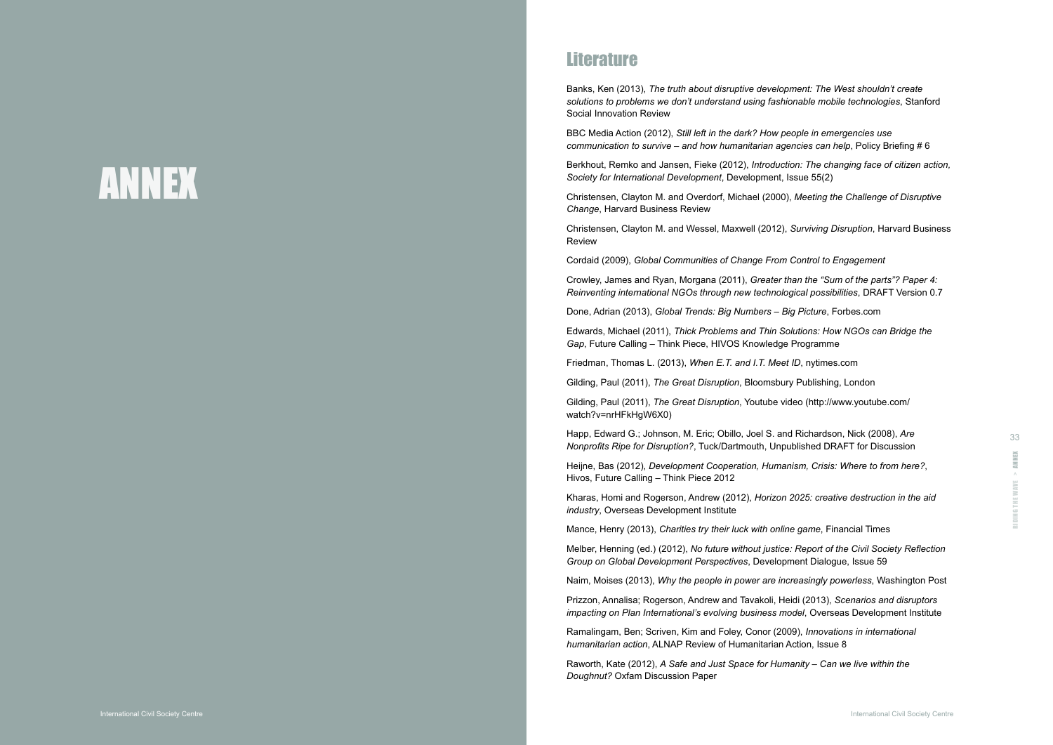# ANNEX

## Literature

Banks, Ken (2013), *The truth about disruptive development: The West shouldn't create solutions to problems we don't understand using fashionable mobile technologies*, Stanford Social Innovation Review

BBC Media Action (2012), *Still left in the dark? How people in emergencies use communication to survive – and how humanitarian agencies can help*, Policy Briefing # 6

Berkhout, Remko and Jansen, Fieke (2012), *Introduction: The changing face of citizen action, Society for International Development*, Development, Issue 55(2)

Christensen, Clayton M. and Overdorf, Michael (2000), *Meeting the Challenge of Disruptive Change*, Harvard Business Review

Christensen, Clayton M. and Wessel, Maxwell (2012), *Surviving Disruption*, Harvard Business Review

Cordaid (2009), *Global Communities of Change From Control to Engagement*

Crowley, James and Ryan, Morgana (2011), *Greater than the "Sum of the parts"? Paper 4: Reinventing international NGOs through new technological possibilities*, DRAFT Version 0.7

Done, Adrian (2013), *Global Trends: Big Numbers – Big Picture*, Forbes.com

Edwards, Michael (2011), *Thick Problems and Thin Solutions: How NGOs can Bridge the Gap*, Future Calling – Think Piece, HIVOS Knowledge Programme

Friedman, Thomas L. (2013), *When E.T. and I.T. Meet ID*, nytimes.com

Gilding, Paul (2011), *The Great Disruption*, Bloomsbury Publishing, London

Gilding, Paul (2011), *The Great Disruption*, Youtube video (http://www.youtube.com/watch?v=nrHFkHgW6X0)

Happ, Edward G.; Johnson, M. Eric; Obillo, Joel S. and Richardson, Nick (2008), *Are Nonprofits Ripe for Disruption?*, Tuck/Dartmouth, Unpublished DRAFT for Discussion

Heijne, Bas (2012), *Development Cooperation, Humanism, Crisis: Where to from here?*, Hivos, Future Calling – Think Piece 2012

Kharas, Homi and Rogerson, Andrew (2012), *Horizon 2025: creative destruction in the aid industry*, Overseas Development Institute

Mance, Henry (2013), *Charities try their luck with online game*, Financial Times

Melber, Henning (ed.) (2012), *No future without justice: Report of the Civil Society Reflection Group on Global Development Perspectives*, Development Dialogue, Issue 59

Naim, Moises (2013), *Why the people in power are increasingly powerless*, Washington Post

Prizzon, Annalisa; Rogerson, Andrew and Tavakoli, Heidi (2013), *Scenarios and disruptors impacting on Plan International's evolving business model*, Overseas Development Institute

Ramalingam, Ben; Scriven, Kim and Foley, Conor (2009), *Innovations in international humanitarian action*, ALNAP Review of Humanitarian Action, Issue 8

Raworth, Kate (2012), *A Safe and Just Space for Humanity – Can we live within the Doughnut?* Oxfam Discussion Paper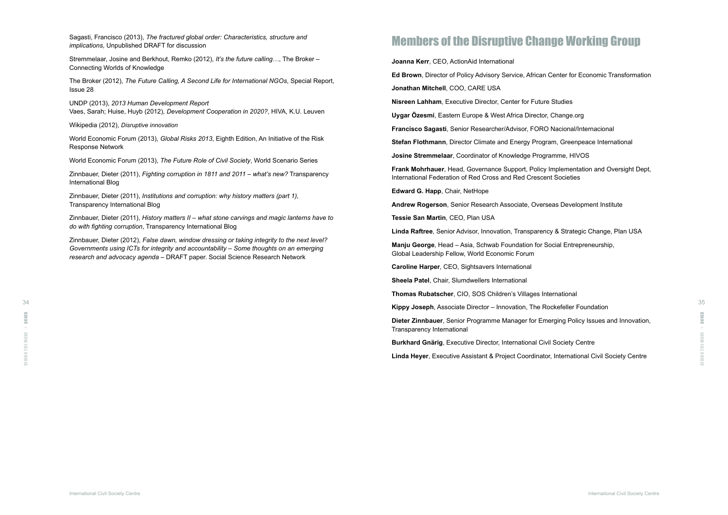Sagasti, Francisco (2013), *The fractured global order: Characteristics, structure and implications*, Unpublished DRAFT for discussion

Stremmelaar, Josine and Berkhout, Remko (2012), *It's the future calling…*, The Broker – Connecting Worlds of Knowledge

The Broker (2012), *The Future Calling, A Second Life for International NGOs*, Special Report, Issue 28

UNDP (2013), *2013 Human Development Report*
Vaes, Sarah; Huise, Huyb (2012), *Development Cooperation in 2020?*, HIVA, K.U. Leuven

Wikipedia (2012), *Disruptive innovation*

World Economic Forum (2013), *Global Risks 2013*, Eighth Edition, An Initiative of the Risk Response Network

World Economic Forum (2013), *The Future Role of Civil Society*, World Scenario Series

Zinnbauer, Dieter (2011), *Fighting corruption in 1811 and 2011 – what's new?* Transparency International Blog

Zinnbauer, Dieter (2011), *Institutions and corruption: why history matters (part 1)*, Transparency International Blog

Zinnbauer, Dieter (2011), *History matters II – what stone carvings and magic lanterns have to do with fighting corruption*, Transparency International Blog

Zinnbauer, Dieter (2012), *False dawn, window dressing or taking integrity to the next level? Governments using ICTs for integrity and accountability – Some thoughts on an emerging research and advocacy agenda* – DRAFT paper. Social Science Research Network

# Members of the Disruptive Change Working Group

**Joanna Kerr**, CEO, ActionAid International

**Ed Brown**, Director of Policy Advisory Service, African Center for Economic Transformation

**Jonathan Mitchell**, COO, CARE USA

**Nisreen Lahham**, Executive Director, Center for Future Studies

**Uygar Özesmi**, Eastern Europe & West Africa Director, Change.org

**Francisco Sagasti**, Senior Researcher/Advisor, FORO Nacional/Internacional

**Stefan Flothmann**, Director Climate and Energy Program, Greenpeace International

**Josine Stremmelaar**, Coordinator of Knowledge Programme, HIVOS

**Frank Mohrhauer**, Head, Governance Support, Policy Implementation and Oversight Dept, International Federation of Red Cross and Red Crescent Societies

**Edward G. Happ**, Chair, NetHope

**Andrew Rogerson**, Senior Research Associate, Overseas Development Institute

**Tessie San Martin**, CEO, Plan USA

**Linda Raftree**, Senior Advisor, Innovation, Transparency & Strategic Change, Plan USA

**Manju George**, Head – Asia, Schwab Foundation for Social Entrepreneurship, Global Leadership Fellow, World Economic Forum

**Caroline Harper**, CEO, Sightsavers International

**Sheela Patel**, Chair, Slumdwellers International

**Thomas Rubatscher**, CIO, SOS Children's Villages International

**Kippy Joseph**, Associate Director – Innovation, The Rockefeller Foundation

**Dieter Zinnbauer**, Senior Programme Manager for Emerging Policy Issues and Innovation, Transparency International

**Burkhard Gnärig**, Executive Director, International Civil Society Centre

**Linda Heyer**, Executive Assistant & Project Coordinator, International Civil Society Centre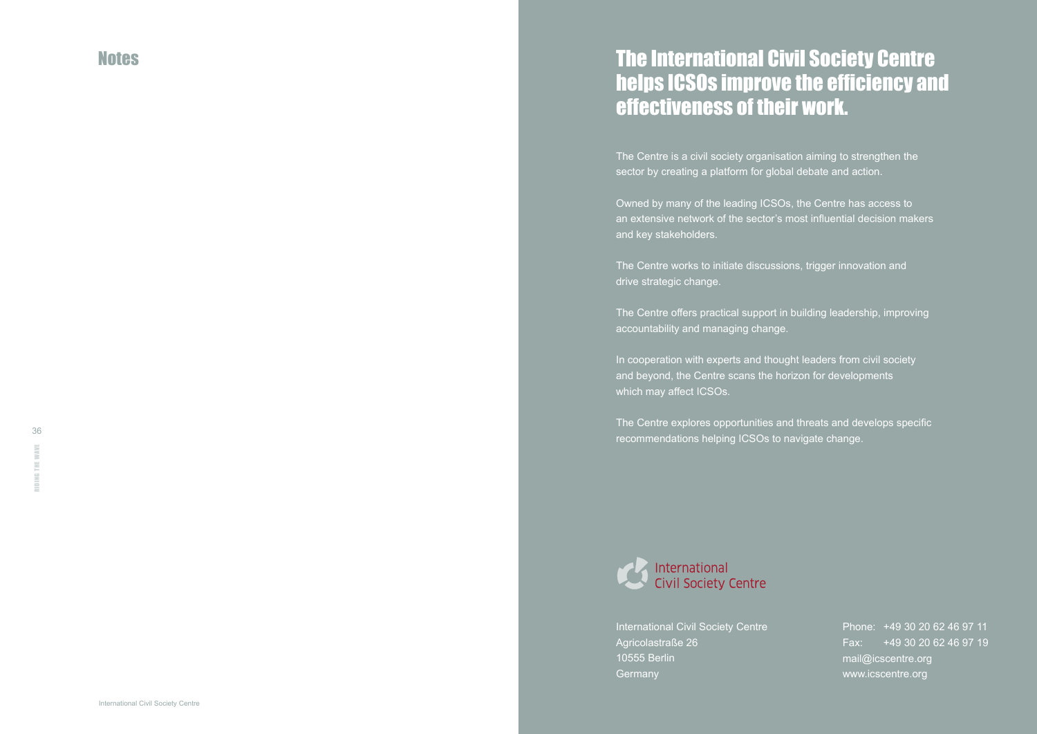## Notes

# The International Civil Society Centre helps ICSOs improve the efficiency and effectiveness of their work.

The Centre is a civil society organisation aiming to strengthen the sector by creating a platform for global debate and action.

Owned by many of the leading ICSOs, the Centre has access to an extensive network of the sector's most influential decision makers and key stakeholders.

The Centre works to initiate discussions, trigger innovation and drive strategic change.

The Centre offers practical support in building leadership, improving accountability and managing change.

In cooperation with experts and thought leaders from civil society and beyond, the Centre scans the horizon for developments which may affect ICSOs.

The Centre explores opportunities and threats and develops specific recommendations helping ICSOs to navigate change.

International Civil Society Centre

International Civil Society Centre
Agricolastraße 26
10555 Berlin
Germany

Phone: +49 30 20 62 46 97 11
Fax: +49 30 20 62 46 97 19
mail@icscentre.org
www.icscentre.org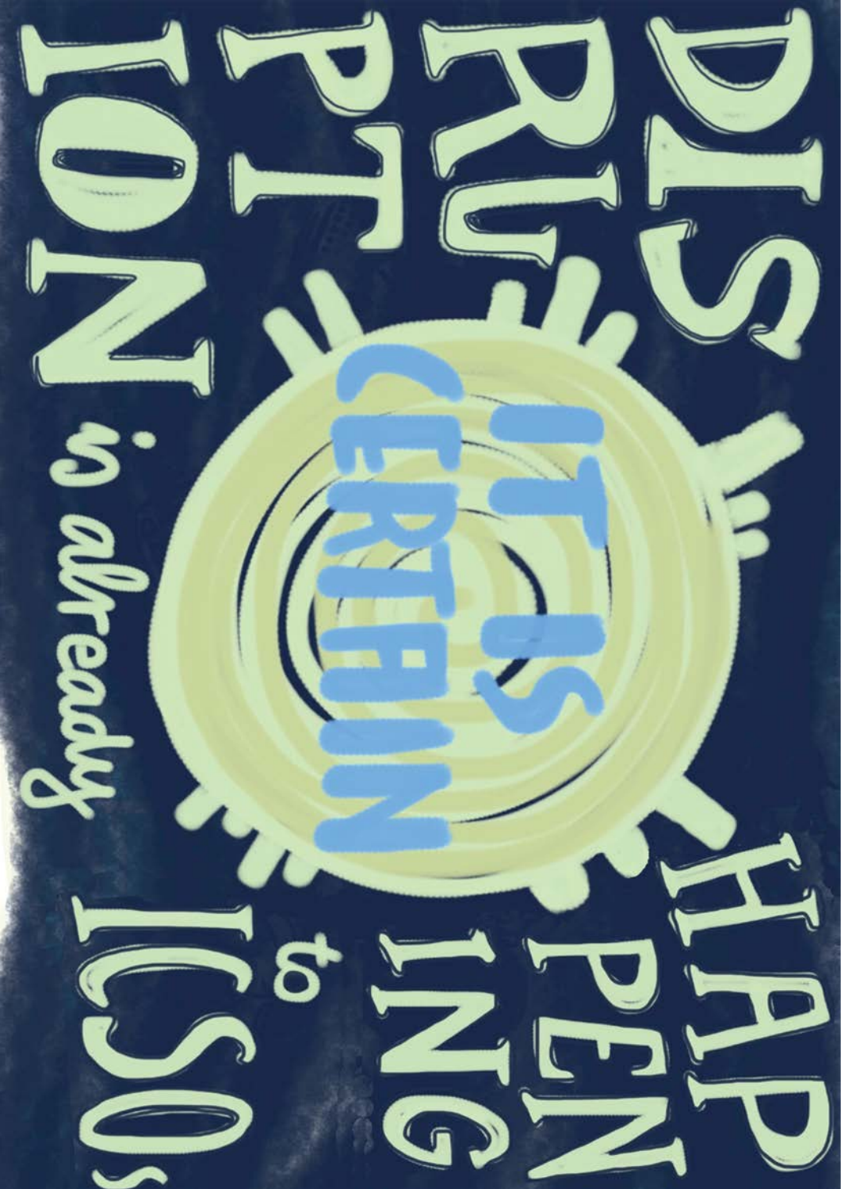DISRUPTION is already HAPPENING to ICSOs

IT IS CERTAIN